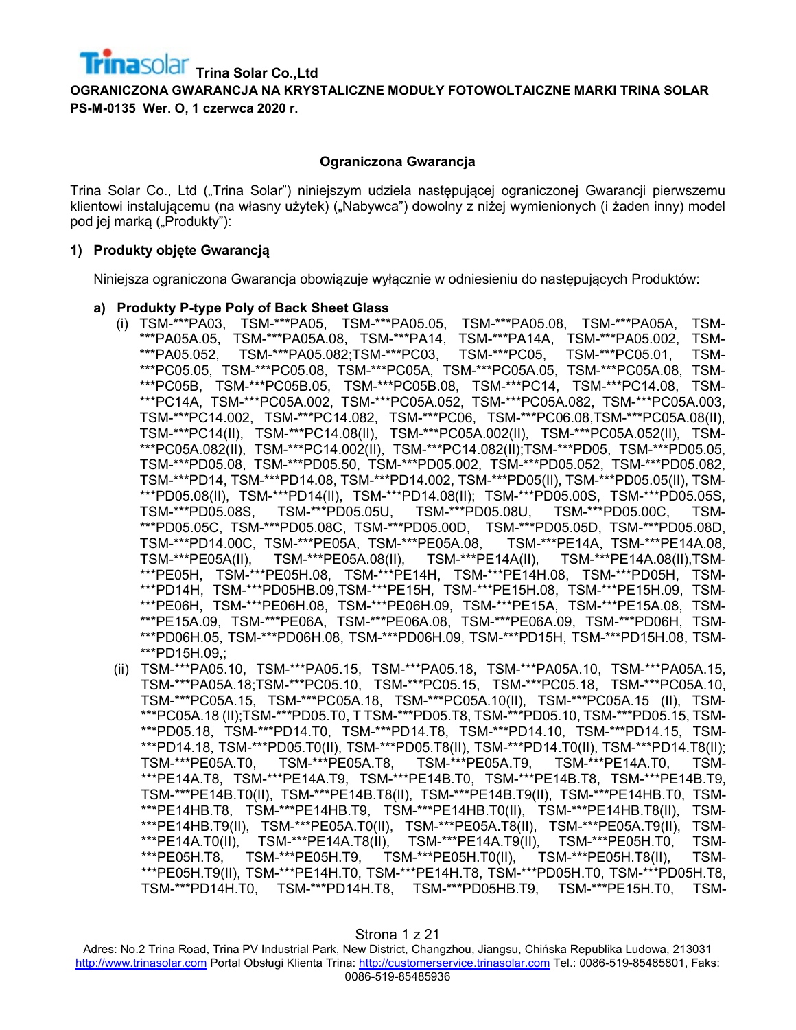**Trina Solar Co.,Ltd**

**OGRANICZONA GWARANCJA NA KRYSTALICZNE MODUŁY FOTOWOLTAICZNE MARKI TRINA SOLAR**
**PS-M-0135 Wer. O, 1 czerwca 2020 r.**

## Ograniczona Gwarancja

Trina Solar Co., Ltd („Trina Solar") niniejszym udziela następującej ograniczonej Gwarancji pierwszemu klientowi instalującemu (na własny użytek) („Nabywca") dowolny z niżej wymienionych (i żaden inny) model pod jej marką („Produkty"):

### 1) Produkty objęte Gwarancją

Niniejsza ograniczona Gwarancja obowiązuje wyłącznie w odniesieniu do następujących Produktów:

**a) Produkty P-type Poly of Back Sheet Glass**

(i) TSM-***PA03, TSM-***PA05, TSM-***PA05.05, TSM-***PA05.08, TSM-***PA05A, TSM-***PA05A.05, TSM-***PA05A.08, TSM-***PA14, TSM-***PA14A, TSM-***PA05.002, TSM-***PA05.052, TSM-***PA05.082;TSM-***PC03, TSM-***PC05, TSM-***PC05.01, TSM-***PC05.05, TSM-***PC05.08, TSM-***PC05A, TSM-***PC05A.05, TSM-***PC05A.08, TSM-***PC05B, TSM-***PC05B.05, TSM-***PC05B.08, TSM-***PC14, TSM-***PC14.08, TSM-***PC14A, TSM-***PC05A.002, TSM-***PC05A.052, TSM-***PC05A.082, TSM-***PC05A.003, TSM-***PC14.002, TSM-***PC14.082, TSM-***PC06, TSM-***PC06.08,TSM-***PC05A.08(II), TSM-***PC14(II), TSM-***PC14.08(II), TSM-***PC05A.002(II), TSM-***PC05A.052(II), TSM-***PC05A.082(II), TSM-***PC14.002(II), TSM-***PC14.082(II);TSM-***PD05, TSM-***PD05.05, TSM-***PD05.08, TSM-***PD05.50, TSM-***PD05.002, TSM-***PD05.052, TSM-***PD05.082, TSM-***PD14, TSM-***PD14.08, TSM-***PD14.002, TSM-***PD05(II), TSM-***PD05.05(II), TSM-***PD05.08(II), TSM-***PD14(II), TSM-***PD14.08(II); TSM-***PD05.00S, TSM-***PD05.05S, TSM-***PD05.08S, TSM-***PD05.05U, TSM-***PD05.08U, TSM-***PD05.00C, TSM-***PD05.05C, TSM-***PD05.08C, TSM-***PD05.00D, TSM-***PD05.05D, TSM-***PD05.08D, TSM-***PD14.00C, TSM-***PE05A, TSM-***PE05A.08, TSM-***PE14A, TSM-***PE14A.08, TSM-***PE05A(II), TSM-***PE05A.08(II), TSM-***PE14A(II), TSM-***PE14A.08(II),TSM-***PE05H, TSM-***PE05H.08, TSM-***PE14H, TSM-***PE14H.08, TSM-***PD05H, TSM-***PD14H, TSM-***PD05HB.09,TSM-***PE15H, TSM-***PE15H.08, TSM-***PE15H.09, TSM-***PE06H, TSM-***PE06H.08, TSM-***PE06H.09, TSM-***PE15A, TSM-***PE15A.08, TSM-***PE15A.09, TSM-***PE06A, TSM-***PE06A.08, TSM-***PE06A.09, TSM-***PD06H, TSM-***PD06H.05, TSM-***PD06H.08, TSM-***PD06H.09, TSM-***PD15H, TSM-***PD15H.08, TSM-***PD15H.09,;

(ii) TSM-***PA05.10, TSM-***PA05.15, TSM-***PA05.18, TSM-***PA05A.10, TSM-***PA05A.15, TSM-***PA05A.18;TSM-***PC05.10, TSM-***PC05.15, TSM-***PC05.18, TSM-***PC05A.10, TSM-***PC05A.15, TSM-***PC05A.18, TSM-***PC05A.10(II), TSM-***PC05A.15 (II), TSM-***PC05A.18 (II);TSM-***PD05.T0, T TSM-***PD05.T8, TSM-***PD05.10, TSM-***PD05.15, TSM-***PD05.18, TSM-***PD14.T0, TSM-***PD14.T8, TSM-***PD14.10, TSM-***PD14.15, TSM-***PD14.18, TSM-***PD05.T0(II), TSM-***PD05.T8(II), TSM-***PD14.T0(II), TSM-***PD14.T8(II); TSM-***PE05A.T0, TSM-***PE05A.T8, TSM-***PE05A.T9, TSM-***PE14A.T0, TSM-***PE14A.T8, TSM-***PE14A.T9, TSM-***PE14B.T0, TSM-***PE14B.T8, TSM-***PE14B.T9, TSM-***PE14B.T0(II), TSM-***PE14B.T8(II), TSM-***PE14B.T9(II), TSM-***PE14HB.T0, TSM-***PE14HB.T8, TSM-***PE14HB.T9, TSM-***PE14HB.T0(II), TSM-***PE14HB.T8(II), TSM-***PE14HB.T9(II), TSM-***PE05A.T0(II), TSM-***PE05A.T8(II), TSM-***PE05A.T9(II), TSM-***PE14A.T0(II), TSM-***PE14A.T8(II), TSM-***PE14A.T9(II), TSM-***PE05H.T0, TSM-***PE05H.T8, TSM-***PE05H.T9, TSM-***PE05H.T0(II), TSM-***PE05H.T8(II), TSM-***PE05H.T9(II), TSM-***PE14H.T0, TSM-***PE14H.T8, TSM-***PD05H.T0, TSM-***PD05H.T8, TSM-***PD14H.T0, TSM-***PD14H.T8, TSM-***PD05HB.T9, TSM-***PE15H.T0, TSM-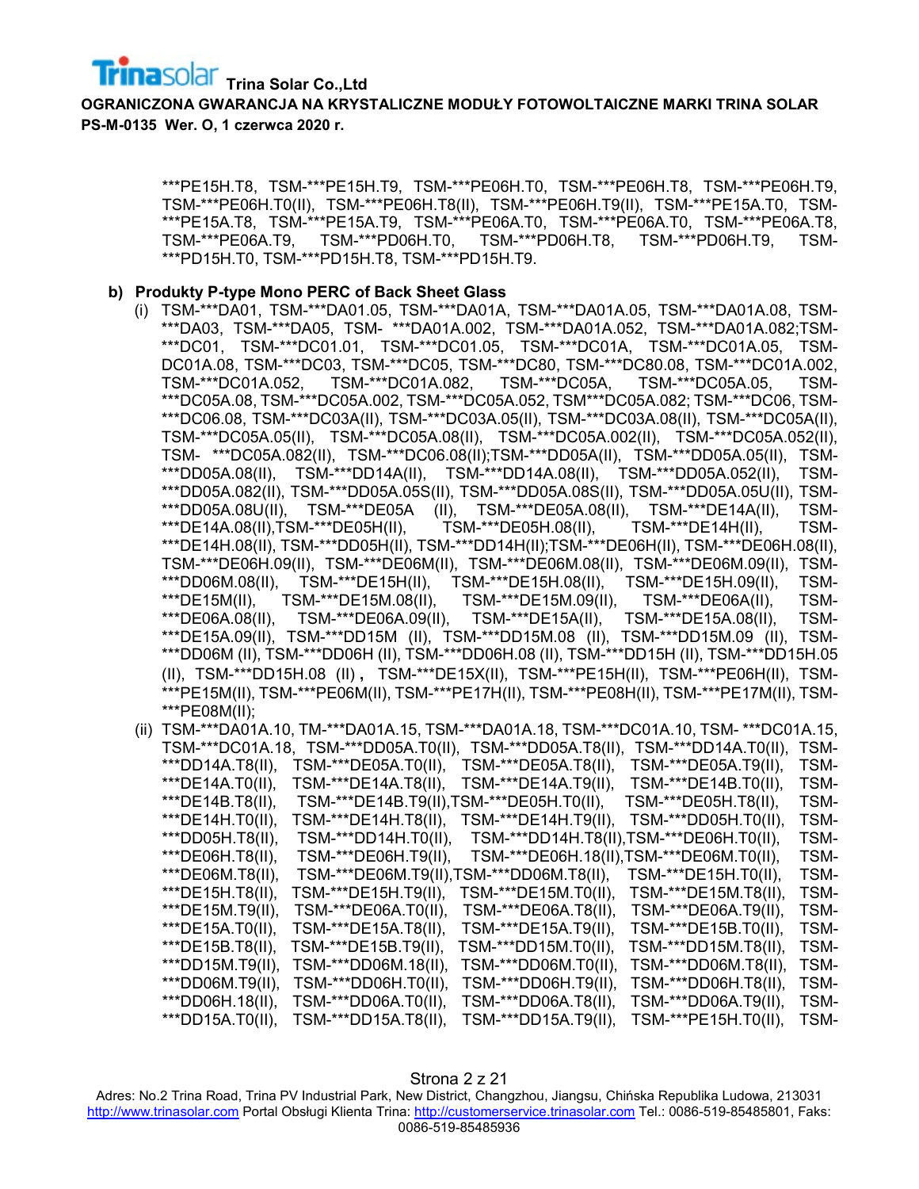***PE15H.T8, TSM-***PE15H.T9, TSM-***PE06H.T0, TSM-***PE06H.T8, TSM-***PE06H.T9, TSM-***PE06H.T0(II), TSM-***PE06H.T8(II), TSM-***PE06H.T9(II), TSM-***PE15A.T0, TSM-***PE15A.T8, TSM-***PE15A.T9, TSM-***PE06A.T0, TSM-***PE06A.T0, TSM-***PE06A.T8, TSM-***PE06A.T9, TSM-***PD06H.T0, TSM-***PD06H.T8, TSM-***PD06H.T9, TSM-***PD15H.T0, TSM-***PD15H.T8, TSM-***PD15H.T9.

**b) Produkty P-type Mono PERC of Back Sheet Glass**

(i) TSM-***DA01, TSM-***DA01.05, TSM-***DA01A, TSM-***DA01A.05, TSM-***DA01A.08, TSM-***DA03, TSM-***DA05, TSM- ***DA01A.002, TSM-***DA01A.052, TSM-***DA01A.082;TSM-***DC01, TSM-***DC01.01, TSM-***DC01.05, TSM-***DC01A, TSM-***DC01A.05, TSM-DC01A.08, TSM-***DC03, TSM-***DC05, TSM-***DC80, TSM-***DC80.08, TSM-***DC01A.002, TSM-***DC01A.052, TSM-***DC01A.082, TSM-***DC05A, TSM-***DC05A.05, TSM-***DC05A.08, TSM-***DC05A.002, TSM-***DC05A.052, TSM***DC05A.082; TSM-***DC06, TSM-***DC06.08, TSM-***DC03A(II), TSM-***DC03A.05(II), TSM-***DC03A.08(II), TSM-***DC05A(II), TSM-***DC05A.05(II), TSM-***DC05A.08(II), TSM-***DC05A.002(II), TSM-***DC05A.052(II), TSM- ***DC05A.082(II), TSM-***DC06.08(II);TSM-***DD05A(II), TSM-***DD05A.05(II), TSM-***DD05A.08(II), TSM-***DD14A(II), TSM-***DD14A.08(II), TSM-***DD05A.052(II), TSM-***DD05A.082(II), TSM-***DD05A.05S(II), TSM-***DD05A.08S(II), TSM-***DD05A.05U(II), TSM-***DD05A.08U(II), TSM-***DE05A (II), TSM-***DE05A.08(II), TSM-***DE14A(II), TSM-***DE14A.08(II),TSM-***DE05H(II), TSM-***DE05H.08(II), TSM-***DE14H(II), TSM-***DE14H.08(II), TSM-***DD05H(II), TSM-***DD14H(II);TSM-***DE06H(II), TSM-***DE06H.08(II), TSM-***DE06H.09(II), TSM-***DE06M(II), TSM-***DE06M.08(II), TSM-***DE06M.09(II), TSM-***DD06M.08(II), TSM-***DE15H(II), TSM-***DE15H.08(II), TSM-***DE15H.09(II), TSM-***DE15M(II), TSM-***DE15M.08(II), TSM-***DE15M.09(II), TSM-***DE06A(II), TSM-***DE06A.08(II), TSM-***DE06A.09(II), TSM-***DE15A(II), TSM-***DE15A.08(II), TSM-***DE15A.09(II), TSM-***DD15M (II), TSM-***DD15M.08 (II), TSM-***DD15M.09 (II), TSM-***DD06M (II), TSM-***DD06H (II), TSM-***DD06H.08 (II), TSM-***DD15H (II), TSM-***DD15H.05 (II), TSM-***DD15H.08 (II)**,** TSM-***DE15X(II), TSM-***PE15H(II), TSM-***PE06H(II), TSM-***PE15M(II), TSM-***PE06M(II), TSM-***PE17H(II), TSM-***PE08H(II), TSM-***PE17M(II), TSM-***PE08M(II);

(ii) TSM-***DA01A.10, TM-***DA01A.15, TSM-***DA01A.18, TSM-***DC01A.10, TSM- ***DC01A.15, TSM-***DC01A.18, TSM-***DD05A.T0(II), TSM-***DD05A.T8(II), TSM-***DD14A.T0(II), TSM-***DD14A.T8(II), TSM-***DE05A.T0(II), TSM-***DE05A.T8(II), TSM-***DE05A.T9(II), TSM-***DE14A.T0(II), TSM-***DE14A.T8(II), TSM-***DE14A.T9(II), TSM-***DE14B.T0(II), TSM-***DE14B.T8(II), TSM-***DE14B.T9(II),TSM-***DE05H.T0(II), TSM-***DE05H.T8(II), TSM-***DE14H.T0(II), TSM-***DE14H.T8(II), TSM-***DE14H.T9(II), TSM-***DD05H.T0(II), TSM-***DD05H.T8(II), TSM-***DD14H.T0(II), TSM-***DD14H.T8(II),TSM-***DE06H.T0(II), TSM-***DE06H.T8(II), TSM-***DE06H.T9(II), TSM-***DE06H.18(II),TSM-***DE06M.T0(II), TSM-***DE06M.T8(II), TSM-***DE06M.T9(II),TSM-***DD06M.T8(II), TSM-***DE15H.T0(II), TSM-***DE15H.T8(II), TSM-***DE15H.T9(II), TSM-***DE15M.T0(II), TSM-***DE15M.T8(II), TSM-***DE15M.T9(II), TSM-***DE06A.T0(II), TSM-***DE06A.T8(II), TSM-***DE06A.T9(II), TSM-***DE15A.T0(II), TSM-***DE15A.T8(II), TSM-***DE15A.T9(II), TSM-***DE15B.T0(II), TSM-***DE15B.T8(II), TSM-***DE15B.T9(II), TSM-***DD15M.T0(II), TSM-***DD15M.T8(II), TSM-***DD15M.T9(II), TSM-***DD06M.18(II), TSM-***DD06M.T0(II), TSM-***DD06M.T8(II), TSM-***DD06M.T9(II), TSM-***DD06H.T0(II), TSM-***DD06H.T9(II), TSM-***DD06H.T8(II), TSM-***DD06H.18(II), TSM-***DD06A.T0(II), TSM-***DD06A.T8(II), TSM-***DD06A.T9(II), TSM-***DD15A.T0(II), TSM-***DD15A.T8(II), TSM-***DD15A.T9(II), TSM-***PE15H.T0(II), TSM-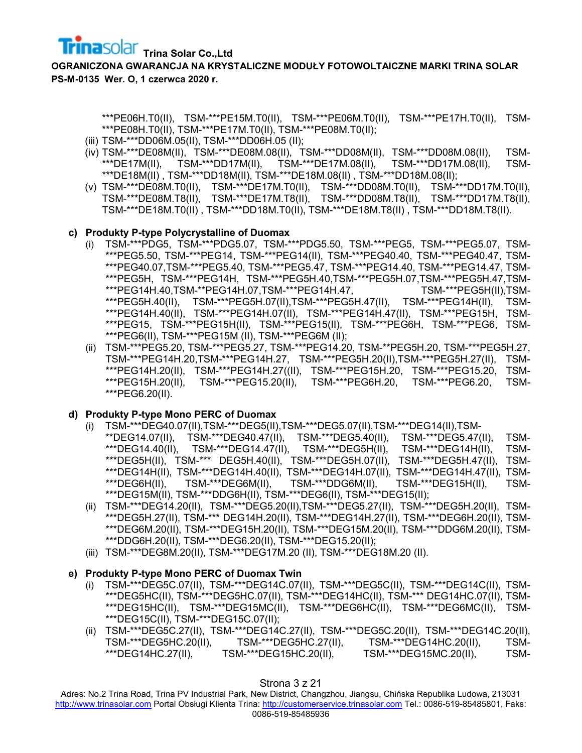***PE06H.T0(II), TSM-***PE15M.T0(II), TSM-***PE06M.T0(II), TSM-***PE17H.T0(II), TSM-***PE08H.T0(II), TSM-***PE17M.T0(II), TSM-***PE08M.T0(II);

(iii) TSM-***DD06M.05(II), TSM-***DD06H.05 (II);

(iv) TSM-***DE08M(II), TSM-***DE08M.08(II), TSM-***DD08M(II), TSM-***DD08M.08(II), TSM-***DE17M(II), TSM-***DD17M(II), TSM-***DE17M.08(II), TSM-***DD17M.08(II), TSM-***DE18M(II) , TSM-***DD18M(II), TSM-***DE18M.08(II) , TSM-***DD18M.08(II);

(v) TSM-***DE08M.T0(II), TSM-***DE17M.T0(II), TSM-***DD08M.T0(II), TSM-***DD17M.T0(II), TSM-***DE08M.T8(II), TSM-***DE17M.T8(II), TSM-***DD08M.T8(II), TSM-***DD17M.T8(II), TSM-***DE18M.T0(II) , TSM-***DD18M.T0(II), TSM-***DE18M.T8(II) , TSM-***DD18M.T8(II).

**c) Produkty P-type Polycrystalline of Duomax**

(i) TSM-***PDG5, TSM-***PDG5.07, TSM-***PDG5.50, TSM-***PEG5, TSM-***PEG5.07, TSM-***PEG5.50, TSM-***PEG14, TSM-***PEG14(II), TSM-***PEG40.40, TSM-***PEG40.47, TSM-***PEG40.07,TSM-***PEG5.40, TSM-***PEG5.47, TSM-***PEG14.40, TSM-***PEG14.47, TSM-***PEG5H, TSM-***PEG14H, TSM-***PEG5H.40,TSM-***PEG5H.07,TSM-***PEG5H.47,TSM-***PEG14H.40,TSM-**PEG14H.07,TSM-***PEG14H.47, TSM-***PEG5H(II),TSM-***PEG5H.40(II), TSM-***PEG5H.07(II),TSM-***PEG5H.47(II), TSM-***PEG14H(II), TSM-***PEG14H.40(II), TSM-***PEG14H.07(II), TSM-***PEG14H.47(II), TSM-***PEG15H, TSM-***PEG15, TSM-***PEG15H(II), TSM-***PEG15(II), TSM-***PEG6H, TSM-***PEG6, TSM-***PEG6(II), TSM-***PEG15M (II), TSM-***PEG6M (II);

(ii) TSM-***PEG5.20, TSM-***PEG5.27, TSM-***PEG14.20, TSM-**PEG5H.20, TSM-***PEG5H.27, TSM-***PEG14H.20,TSM-***PEG14H.27, TSM-***PEG5H.20(II),TSM-***PEG5H.27(II), TSM-***PEG14H.20(II), TSM-***PEG14H.27((II), TSM-***PEG15H.20, TSM-***PEG15.20, TSM-***PEG15H.20(II), TSM-***PEG15.20(II), TSM-***PEG6H.20, TSM-***PEG6.20, TSM-***PEG6.20(II).

**d) Produkty P-type Mono PERC of Duomax**

(i) TSM-***DEG40.07(II),TSM-***DEG5(II),TSM-***DEG5.07(II),TSM-***DEG14(II),TSM-**DEG14.07(II), TSM-***DEG40.47(II), TSM-***DEG5.40(II), TSM-***DEG5.47(II), TSM-***DEG14.40(II), TSM-***DEG14.47(II), TSM-***DEG5H(II), TSM-***DEG14H(II), TSM-***DEG5H(II), TSM-*** DEG5H.40(II), TSM-***DEG5H.07(II), TSM-***DEG5H.47(II), TSM-***DEG14H(II), TSM-***DEG14H.40(II), TSM-***DEG14H.07(II), TSM-***DEG14H.47(II), TSM-***DEG6H(II), TSM-***DEG6M(II), TSM-***DDG6M(II), TSM-***DEG15H(II), TSM-***DEG15M(II), TSM-***DDG6H(II), TSM-***DEG6(II), TSM-***DEG15(II);

(ii) TSM-***DEG14.20(II), TSM-***DEG5.20(II),TSM-***DEG5.27(II), TSM-***DEG5H.20(II), TSM-***DEG5H.27(II), TSM-*** DEG14H.20(II), TSM-***DEG14H.27(II), TSM-***DEG6H.20(II), TSM-***DEG6M.20(II), TSM-***DEG15H.20(II), TSM-***DEG15M.20(II), TSM-***DDG6M.20(II), TSM-***DDG6H.20(II), TSM-***DEG6.20(II), TSM-***DEG15.20(II);

(iii) TSM-***DEG8M.20(II), TSM-***DEG17M.20 (II), TSM-***DEG18M.20 (II).

**e) Produkty P-type Mono PERC of Duomax Twin**

(i) TSM-***DEG5C.07(II), TSM-***DEG14C.07(II), TSM-***DEG5C(II), TSM-***DEG14C(II), TSM-***DEG5HC(II), TSM-***DEG5HC.07(II), TSM-***DEG14HC(II), TSM-*** DEG14HC.07(II), TSM-***DEG15HC(II), TSM-***DEG15MC(II), TSM-***DEG6HC(II), TSM-***DEG6MC(II), TSM-***DEG15C(II), TSM-***DEG15C.07(II);

(ii) TSM-***DEG5C.27(II), TSM-***DEG14C.27(II), TSM-***DEG5C.20(II), TSM-***DEG14C.20(II), TSM-***DEG5HC.20(II), TSM-***DEG5HC.27(II), TSM-***DEG14HC.20(II), TSM-***DEG14HC.27(II), TSM-***DEG15HC.20(II), TSM-***DEG15MC.20(II), TSM-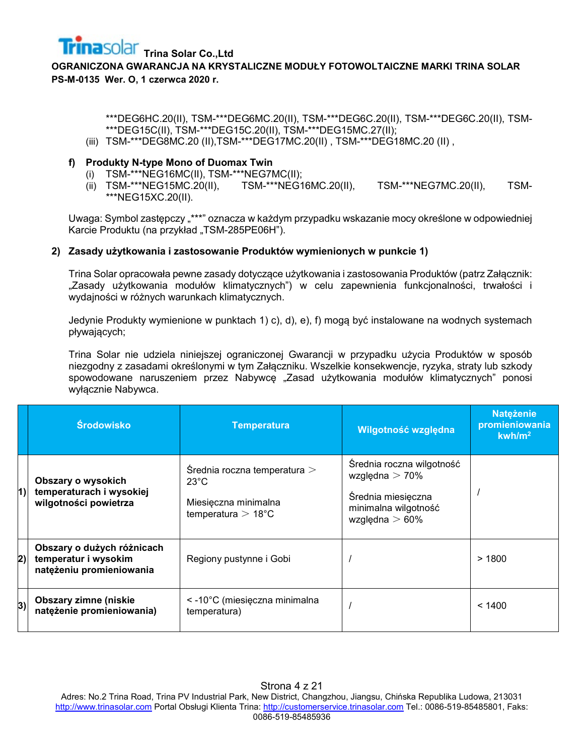***DEG6HC.20(II), TSM-***DEG6MC.20(II), TSM-***DEG6C.20(II), TSM-***DEG6C.20(II), TSM-***DEG15C(II), TSM-***DEG15C.20(II), TSM-***DEG15MC.27(II);

(iii) TSM-***DEG8MC.20 (II),TSM-***DEG17MC.20(II) , TSM-***DEG18MC.20 (II) ,

**f) Produkty N-type Mono of Duomax Twin**

(i) TSM-***NEG16MC(II), TSM-***NEG7MC(II);

(ii) TSM-***NEG15MC.20(II), TSM-***NEG16MC.20(II), TSM-***NEG7MC.20(II), TSM-***NEG15XC.20(II).

Uwaga: Symbol zastępczy „***" oznacza w każdym przypadku wskazanie mocy określone w odpowiedniej Karcie Produktu (na przykład „TSM-285PE06H").

**2) Zasady użytkowania i zastosowanie Produktów wymienionych w punkcie 1)**

Trina Solar opracowała pewne zasady dotyczące użytkowania i zastosowania Produktów (patrz Załącznik: „Zasady użytkowania modułów klimatycznych") w celu zapewnienia funkcjonalności, trwałości i wydajności w różnych warunkach klimatycznych.

Jedynie Produkty wymienione w punktach 1) c), d), e), f) mogą być instalowane na wodnych systemach pływających;

Trina Solar nie udziela niniejszej ograniczonej Gwarancji w przypadku użycia Produktów w sposób niezgodny z zasadami określonymi w tym Załączniku. Wszelkie konsekwencje, ryzyka, straty lub szkody spowodowane naruszeniem przez Nabywcę „Zasad użytkowania modułów klimatycznych" ponosi wyłącznie Nabywca.

| | Środowisko | Temperatura | Wilgotność względna | Natężenie promieniowania kwh/m² |
|---|---|---|---|---|
| 1) | **Obszary o wysokich temperaturach i wysokiej wilgotności powietrza** | Średnia roczna temperatura > 23°C<br><br>Miesięczna minimalna temperatura > 18°C | Średnia roczna wilgotność względna > 70%<br><br>Średnia miesięczna minimalna wilgotność względna > 60% | / |
| 2) | **Obszary o dużych różnicach temperatur i wysokim natężeniu promieniowania** | Regiony pustynne i Gobi | / | > 1800 |
| 3) | **Obszary zimne (niskie natężenie promieniowania)** | < -10°C (miesięczna minimalna temperatura) | / | < 1400 |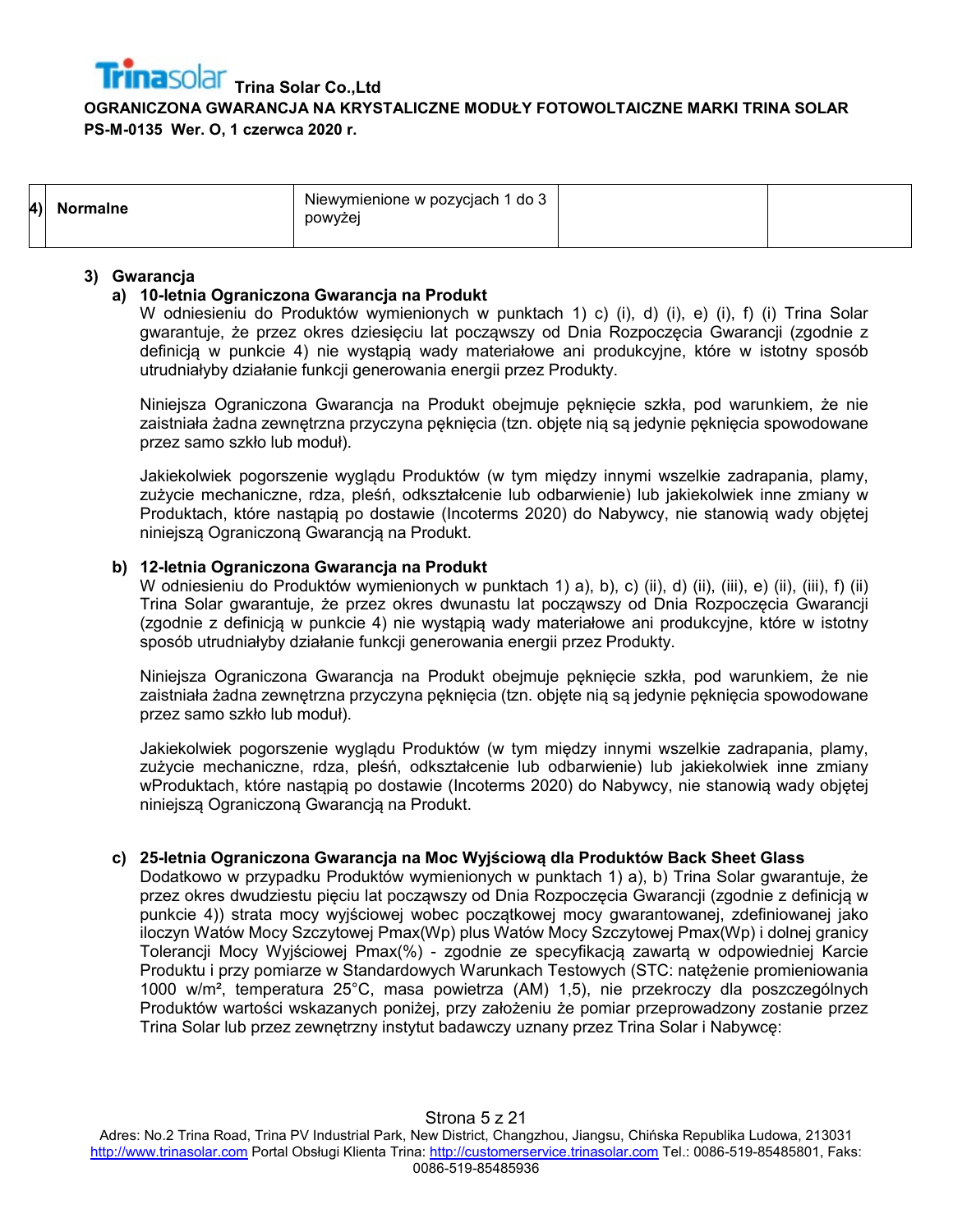| 4) | Normalne | Niewymienione w pozycjach 1 do 3 powyżej | | |
|---|---|---|---|---|

### 3) Gwarancja

#### a) 10-letnia Ograniczona Gwarancja na Produkt

W odniesieniu do Produktów wymienionych w punktach 1) c) (i), d) (i), e) (i), f) (i) Trina Solar gwarantuje, że przez okres dziesięciu lat począwszy od Dnia Rozpoczęcia Gwarancji (zgodnie z definicją w punkcie 4) nie wystąpią wady materiałowe ani produkcyjne, które w istotny sposób utrudniałyby działanie funkcji generowania energii przez Produkty.

Niniejsza Ograniczona Gwarancja na Produkt obejmuje pęknięcie szkła, pod warunkiem, że nie zaistniała żadna zewnętrzna przyczyna pęknięcia (tzn. objęte nią są jedynie pęknięcia spowodowane przez samo szkło lub moduł).

Jakiekolwiek pogorszenie wyglądu Produktów (w tym między innymi wszelkie zadrapania, plamy, zużycie mechaniczne, rdza, pleśń, odkształcenie lub odbarwienie) lub jakiekolwiek inne zmiany w Produktach, które nastąpią po dostawie (Incoterms 2020) do Nabywcy, nie stanowią wady objętej niniejszą Ograniczoną Gwarancją na Produkt.

#### b) 12-letnia Ograniczona Gwarancja na Produkt

W odniesieniu do Produktów wymienionych w punktach 1) a), b), c) (ii), d) (ii), (iii), e) (ii), (iii), f) (ii) Trina Solar gwarantuje, że przez okres dwunastu lat począwszy od Dnia Rozpoczęcia Gwarancji (zgodnie z definicją w punkcie 4) nie wystąpią wady materiałowe ani produkcyjne, które w istotny sposób utrudniałyby działanie funkcji generowania energii przez Produkty.

Niniejsza Ograniczona Gwarancja na Produkt obejmuje pęknięcie szkła, pod warunkiem, że nie zaistniała żadna zewnętrzna przyczyna pęknięcia (tzn. objęte nią są jedynie pęknięcia spowodowane przez samo szkło lub moduł).

Jakiekolwiek pogorszenie wyglądu Produktów (w tym między innymi wszelkie zadrapania, plamy, zużycie mechaniczne, rdza, pleśń, odkształcenie lub odbarwienie) lub jakiekolwiek inne zmiany wProduktach, które nastąpią po dostawie (Incoterms 2020) do Nabywcy, nie stanowią wady objętej niniejszą Ograniczoną Gwarancją na Produkt.

#### c) 25-letnia Ograniczona Gwarancja na Moc Wyjściową dla Produktów Back Sheet Glass

Dodatkowo w przypadku Produktów wymienionych w punktach 1) a), b) Trina Solar gwarantuje, że przez okres dwudziestu pięciu lat począwszy od Dnia Rozpoczęcia Gwarancji (zgodnie z definicją w punkcie 4)) strata mocy wyjściowej wobec początkowej mocy gwarantowanej, zdefiniowanej jako iloczyn Watów Mocy Szczytowej Pmax(Wp) plus Watów Mocy Szczytowej Pmax(Wp) i dolnej granicy Tolerancji Mocy Wyjściowej Pmax(%) - zgodnie ze specyfikacją zawartą w odpowiedniej Karcie Produktu i przy pomiarze w Standardowych Warunkach Testowych (STC: natężenie promieniowania 1000 w/m², temperatura 25°C, masa powietrza (AM) 1,5), nie przekroczy dla poszczególnych Produktów wartości wskazanych poniżej, przy założeniu że pomiar przeprowadzony zostanie przez Trina Solar lub przez zewnętrzny instytut badawczy uznany przez Trina Solar i Nabywcę: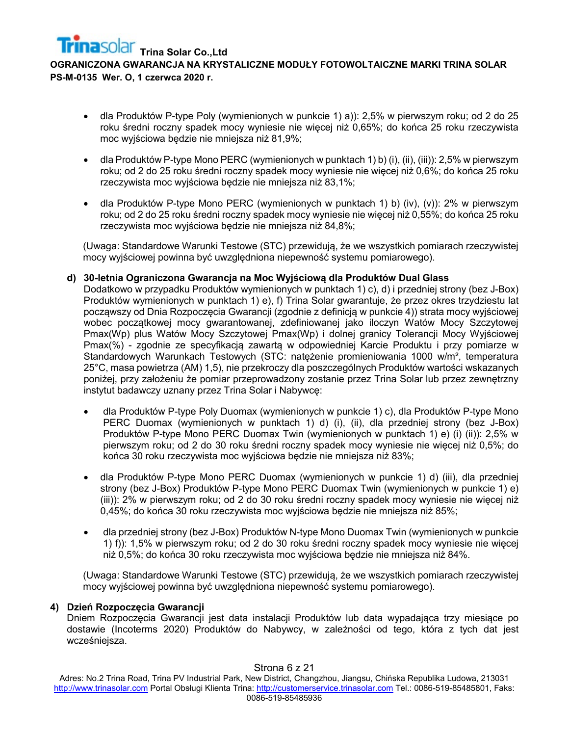- dla Produktów P-type Poly (wymienionych w punkcie 1) a)): 2,5% w pierwszym roku; od 2 do 25 roku średni roczny spadek mocy wyniesie nie więcej niż 0,65%; do końca 25 roku rzeczywista moc wyjściowa będzie nie mniejsza niż 81,9%;

- dla Produktów P-type Mono PERC (wymienionych w punktach 1) b) (i), (ii), (iii)): 2,5% w pierwszym roku; od 2 do 25 roku średni roczny spadek mocy wyniesie nie więcej niż 0,6%; do końca 25 roku rzeczywista moc wyjściowa będzie nie mniejsza niż 83,1%;

- dla Produktów P-type Mono PERC (wymienionych w punktach 1) b) (iv), (v)): 2% w pierwszym roku; od 2 do 25 roku średni roczny spadek mocy wyniesie nie więcej niż 0,55%; do końca 25 roku rzeczywista moc wyjściowa będzie nie mniejsza niż 84,8%;

(Uwaga: Standardowe Warunki Testowe (STC) przewidują, że we wszystkich pomiarach rzeczywistej mocy wyjściowej powinna być uwzględniona niepewność systemu pomiarowego).

**d) 30-letnia Ograniczona Gwarancja na Moc Wyjściową dla Produktów Dual Glass**

Dodatkowo w przypadku Produktów wymienionych w punktach 1) c), d) i przedniej strony (bez J-Box) Produktów wymienionych w punktach 1) e), f) Trina Solar gwarantuje, że przez okres trzydziestu lat począwszy od Dnia Rozpoczęcia Gwarancji (zgodnie z definicją w punkcie 4)) strata mocy wyjściowej wobec początkowej mocy gwarantowanej, zdefiniowanej jako iloczyn Watów Mocy Szczytowej Pmax(Wp) plus Watów Mocy Szczytowej Pmax(Wp) i dolnej granicy Tolerancji Mocy Wyjściowej Pmax(%) - zgodnie ze specyfikacją zawartą w odpowiedniej Karcie Produktu i przy pomiarze w Standardowych Warunkach Testowych (STC: natężenie promieniowania 1000 w/m², temperatura 25°C, masa powietrza (AM) 1,5), nie przekroczy dla poszczególnych Produktów wartości wskazanych poniżej, przy założeniu że pomiar przeprowadzony zostanie przez Trina Solar lub przez zewnętrzny instytut badawczy uznany przez Trina Solar i Nabywcę:

- dla Produktów P-type Poly Duomax (wymienionych w punkcie 1) c), dla Produktów P-type Mono PERC Duomax (wymienionych w punktach 1) d) (i), (ii), dla przedniej strony (bez J-Box) Produktów P-type Mono PERC Duomax Twin (wymienionych w punktach 1) e) (i) (ii)): 2,5% w pierwszym roku; od 2 do 30 roku średni roczny spadek mocy wyniesie nie więcej niż 0,5%; do końca 30 roku rzeczywista moc wyjściowa będzie nie mniejsza niż 83%;

- dla Produktów P-type Mono PERC Duomax (wymienionych w punkcie 1) d) (iii), dla przedniej strony (bez J-Box) Produktów P-type Mono PERC Duomax Twin (wymienionych w punkcie 1) e) (iii)): 2% w pierwszym roku; od 2 do 30 roku średni roczny spadek mocy wyniesie nie więcej niż 0,45%; do końca 30 roku rzeczywista moc wyjściowa będzie nie mniejsza niż 85%;

- dla przedniej strony (bez J-Box) Produktów N-type Mono Duomax Twin (wymienionych w punkcie 1) f)): 1,5% w pierwszym roku; od 2 do 30 roku średni roczny spadek mocy wyniesie nie więcej niż 0,5%; do końca 30 roku rzeczywista moc wyjściowa będzie nie mniejsza niż 84%.

(Uwaga: Standardowe Warunki Testowe (STC) przewidują, że we wszystkich pomiarach rzeczywistej mocy wyjściowej powinna być uwzględniona niepewność systemu pomiarowego).

**4) Dzień Rozpoczęcia Gwarancji**

Dniem Rozpoczęcia Gwarancji jest data instalacji Produktów lub data wypadająca trzy miesiące po dostawie (Incoterms 2020) Produktów do Nabywcy, w zależności od tego, która z tych dat jest wcześniejsza.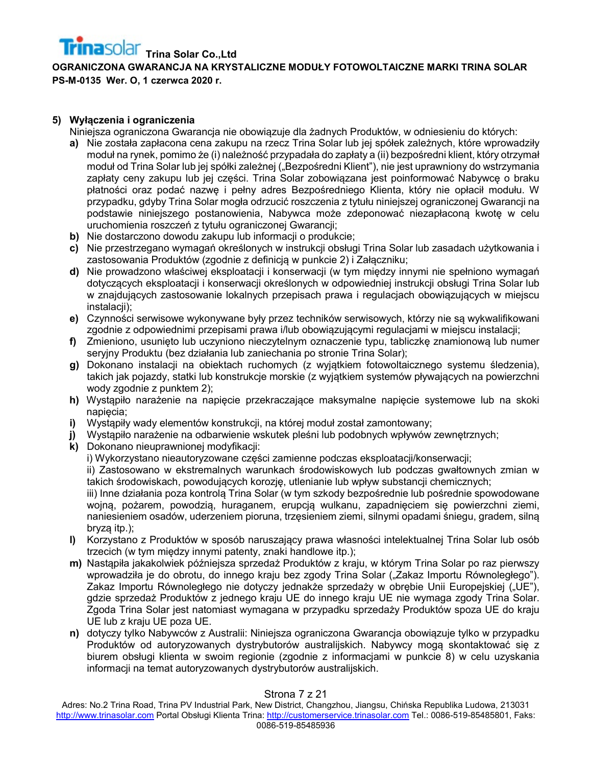## 5) Wyłączenia i ograniczenia

Niniejsza ograniczona Gwarancja nie obowiązuje dla żadnych Produktów, w odniesieniu do których:

- **a)** Nie została zapłacona cena zakupu na rzecz Trina Solar lub jej spółek zależnych, które wprowadziły moduł na rynek, pomimo że (i) należność przypadała do zapłaty a (ii) bezpośredni klient, który otrzymał moduł od Trina Solar lub jej spółki zależnej („Bezpośredni Klient"), nie jest uprawniony do wstrzymania zapłaty ceny zakupu lub jej części. Trina Solar zobowiązana jest poinformować Nabywcę o braku płatności oraz podać nazwę i pełny adres Bezpośredniego Klienta, który nie opłacił modułu. W przypadku, gdyby Trina Solar mogła odrzucić roszczenia z tytułu niniejszej ograniczonej Gwarancji na podstawie niniejszego postanowienia, Nabywca może zdeponować niezapłaconą kwotę w celu uruchomienia roszczeń z tytułu ograniczonej Gwarancji;
- **b)** Nie dostarczono dowodu zakupu lub informacji o produkcie;
- **c)** Nie przestrzegano wymagań określonych w instrukcji obsługi Trina Solar lub zasadach użytkowania i zastosowania Produktów (zgodnie z definicją w punkcie 2) i Załączniku;
- **d)** Nie prowadzono właściwej eksploatacji i konserwacji (w tym między innymi nie spełniono wymagań dotyczących eksploatacji i konserwacji określonych w odpowiedniej instrukcji obsługi Trina Solar lub w znajdujących zastosowanie lokalnych przepisach prawa i regulacjach obowiązujących w miejscu instalacji);
- **e)** Czynności serwisowe wykonywane były przez techników serwisowych, którzy nie są wykwalifikowani zgodnie z odpowiednimi przepisami prawa i/lub obowiązującymi regulacjami w miejscu instalacji;
- **f)** Zmieniono, usunięto lub uczyniono nieczytelnym oznaczenie typu, tabliczkę znamionową lub numer seryjny Produktu (bez działania lub zaniechania po stronie Trina Solar);
- **g)** Dokonano instalacji na obiektach ruchomych (z wyjątkiem fotowoltaicznego systemu śledzenia), takich jak pojazdy, statki lub konstrukcje morskie (z wyjątkiem systemów pływających na powierzchni wody zgodnie z punktem 2);
- **h)** Wystąpiło narażenie na napięcie przekraczające maksymalne napięcie systemowe lub na skoki napięcia;
- **i)** Wystąpiły wady elementów konstrukcji, na której moduł został zamontowany;
- **j)** Wystąpiło narażenie na odbarwienie wskutek pleśni lub podobnych wpływów zewnętrznych;
- **k)** Dokonano nieuprawnionej modyfikacji:
  i) Wykorzystano nieautoryzowane części zamienne podczas eksploatacji/konserwacji;
  ii) Zastosowano w ekstremalnych warunkach środowiskowych lub podczas gwałtownych zmian w takich środowiskach, powodujących korozję, utlenianie lub wpływ substancji chemicznych;
  iii) Inne działania poza kontrolą Trina Solar (w tym szkody bezpośrednie lub pośrednie spowodowane wojną, pożarem, powodzią, huraganem, erupcją wulkanu, zapadnięciem się powierzchni ziemi, naniesieniem osadów, uderzeniem pioruna, trzęsieniem ziemi, silnymi opadami śniegu, gradem, silną bryzą itp.);
- **l)** Korzystano z Produktów w sposób naruszający prawa własności intelektualnej Trina Solar lub osób trzecich (w tym między innymi patenty, znaki handlowe itp.);
- **m)** Nastąpiła jakakolwiek późniejsza sprzedaż Produktów z kraju, w którym Trina Solar po raz pierwszy wprowadziła je do obrotu, do innego kraju bez zgody Trina Solar („Zakaz Importu Równoległego"). Zakaz Importu Równoległego nie dotyczy jednakże sprzedaży w obrębie Unii Europejskiej („UE"), gdzie sprzedaż Produktów z jednego kraju UE do innego kraju UE nie wymaga zgody Trina Solar. Zgoda Trina Solar jest natomiast wymagana w przypadku sprzedaży Produktów spoza UE do kraju UE lub z kraju UE poza UE.
- **n)** dotyczy tylko Nabywców z Australii: Niniejsza ograniczona Gwarancja obowiązuje tylko w przypadku Produktów od autoryzowanych dystrybutorów australijskich. Nabywcy mogą skontaktować się z biurem obsługi klienta w swoim regionie (zgodnie z informacjami w punkcie 8) w celu uzyskania informacji na temat autoryzowanych dystrybutorów australijskich.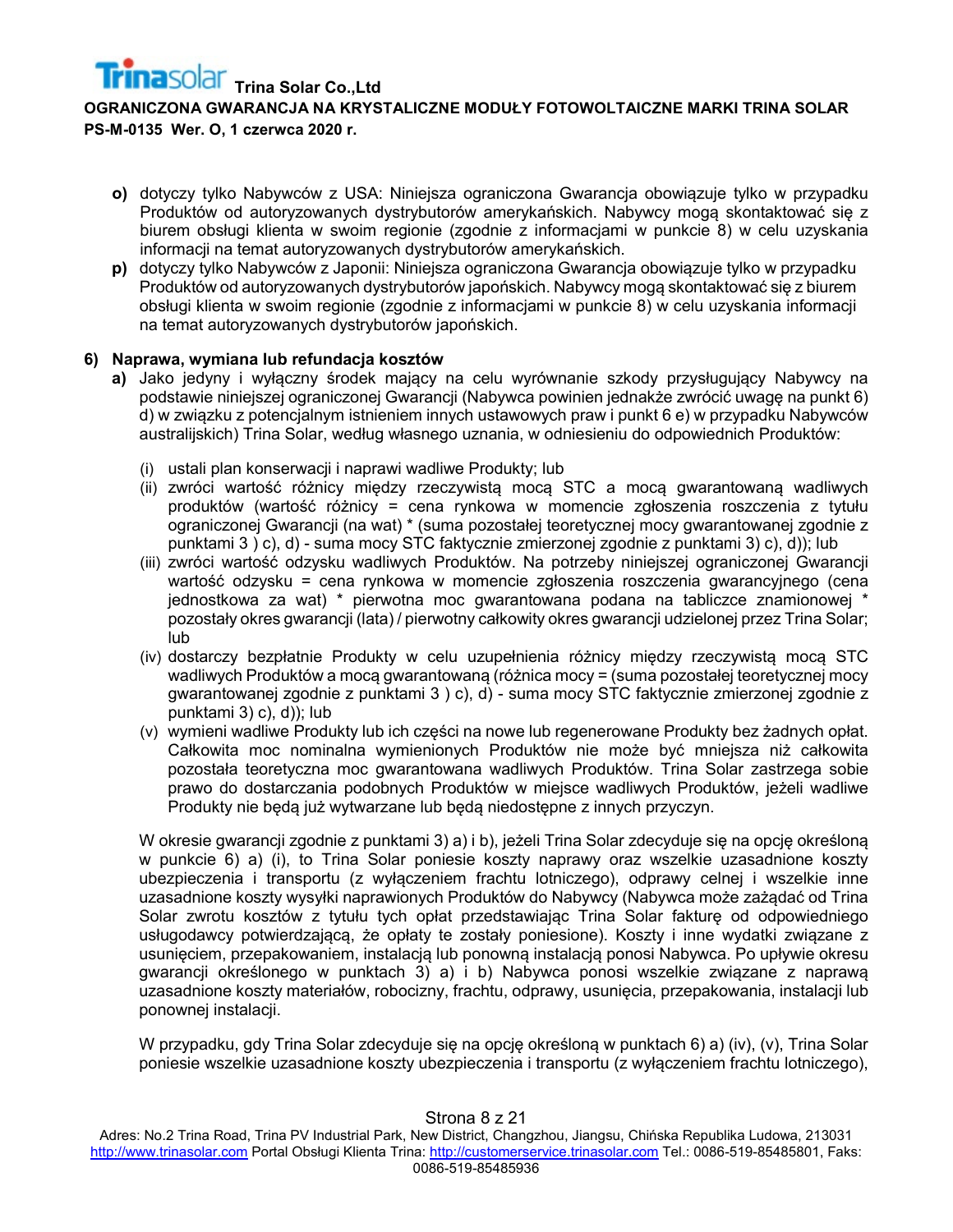- **o)** dotyczy tylko Nabywców z USA: Niniejsza ograniczona Gwarancja obowiązuje tylko w przypadku Produktów od autoryzowanych dystrybutorów amerykańskich. Nabywcy mogą skontaktować się z biurem obsługi klienta w swoim regionie (zgodnie z informacjami w punkcie 8) w celu uzyskania informacji na temat autoryzowanych dystrybutorów amerykańskich.
- **p)** dotyczy tylko Nabywców z Japonii: Niniejsza ograniczona Gwarancja obowiązuje tylko w przypadku Produktów od autoryzowanych dystrybutorów japońskich. Nabywcy mogą skontaktować się z biurem obsługi klienta w swoim regionie (zgodnie z informacjami w punkcie 8) w celu uzyskania informacji na temat autoryzowanych dystrybutorów japońskich.

## 6) Naprawa, wymiana lub refundacja kosztów

**a)** Jako jedyny i wyłączny środek mający na celu wyrównanie szkody przysługujący Nabywcy na podstawie niniejszej ograniczonej Gwarancji (Nabywca powinien jednakże zwrócić uwagę na punkt 6) d) w związku z potencjalnym istnieniem innych ustawowych praw i punkt 6 e) w przypadku Nabywców australijskich) Trina Solar, według własnego uznania, w odniesieniu do odpowiednich Produktów:

(i) ustali plan konserwacji i naprawi wadliwe Produkty; lub

(ii) zwróci wartość różnicy między rzeczywistą mocą STC a mocą gwarantowaną wadliwych produktów (wartość różnicy = cena rynkowa w momencie zgłoszenia roszczenia z tytułu ograniczonej Gwarancji (na wat) * (suma pozostałej teoretycznej mocy gwarantowanej zgodnie z punktami 3 ) c), d) - suma mocy STC faktycznie zmierzonej zgodnie z punktami 3) c), d)); lub

(iii) zwróci wartość odzysku wadliwych Produktów. Na potrzeby niniejszej ograniczonej Gwarancji wartość odzysku = cena rynkowa w momencie zgłoszenia roszczenia gwarancyjnego (cena jednostkowa za wat) * pierwotna moc gwarantowana podana na tabliczce znamionowej * pozostały okres gwarancji (lata) / pierwotny całkowity okres gwarancji udzielonej przez Trina Solar; lub

(iv) dostarczy bezpłatnie Produkty w celu uzupełnienia różnicy między rzeczywistą mocą STC wadliwych Produktów a mocą gwarantowaną (różnica mocy = (suma pozostałej teoretycznej mocy gwarantowanej zgodnie z punktami 3 ) c), d) - suma mocy STC faktycznie zmierzonej zgodnie z punktami 3) c), d)); lub

(v) wymieni wadliwe Produkty lub ich części na nowe lub regenerowane Produkty bez żadnych opłat. Całkowita moc nominalna wymienionych Produktów nie może być mniejsza niż całkowita pozostała teoretyczna moc gwarantowana wadliwych Produktów. Trina Solar zastrzega sobie prawo do dostarczania podobnych Produktów w miejsce wadliwych Produktów, jeżeli wadliwe Produkty nie będą już wytwarzane lub będą niedostępne z innych przyczyn.

W okresie gwarancji zgodnie z punktami 3) a) i b), jeżeli Trina Solar zdecyduje się na opcję określoną w punkcie 6) a) (i), to Trina Solar poniesie koszty naprawy oraz wszelkie uzasadnione koszty ubezpieczenia i transportu (z wyłączeniem frachtu lotniczego), odprawy celnej i wszelkie inne uzasadnione koszty wysyłki naprawionych Produktów do Nabywcy (Nabywca może zażądać od Trina Solar zwrotu kosztów z tytułu tych opłat przedstawiając Trina Solar fakturę od odpowiedniego usługodawcy potwierdzającą, że opłaty te zostały poniesione). Koszty i inne wydatki związane z usunięciem, przepakowaniem, instalacją lub ponowną instalacją ponosi Nabywca. Po upływie okresu gwarancji określonego w punktach 3) a) i b) Nabywca ponosi wszelkie związane z naprawą uzasadnione koszty materiałów, robocizny, frachtu, odprawy, usunięcia, przepakowania, instalacji lub ponownej instalacji.

W przypadku, gdy Trina Solar zdecyduje się na opcję określoną w punktach 6) a) (iv), (v), Trina Solar poniesie wszelkie uzasadnione koszty ubezpieczenia i transportu (z wyłączeniem frachtu lotniczego),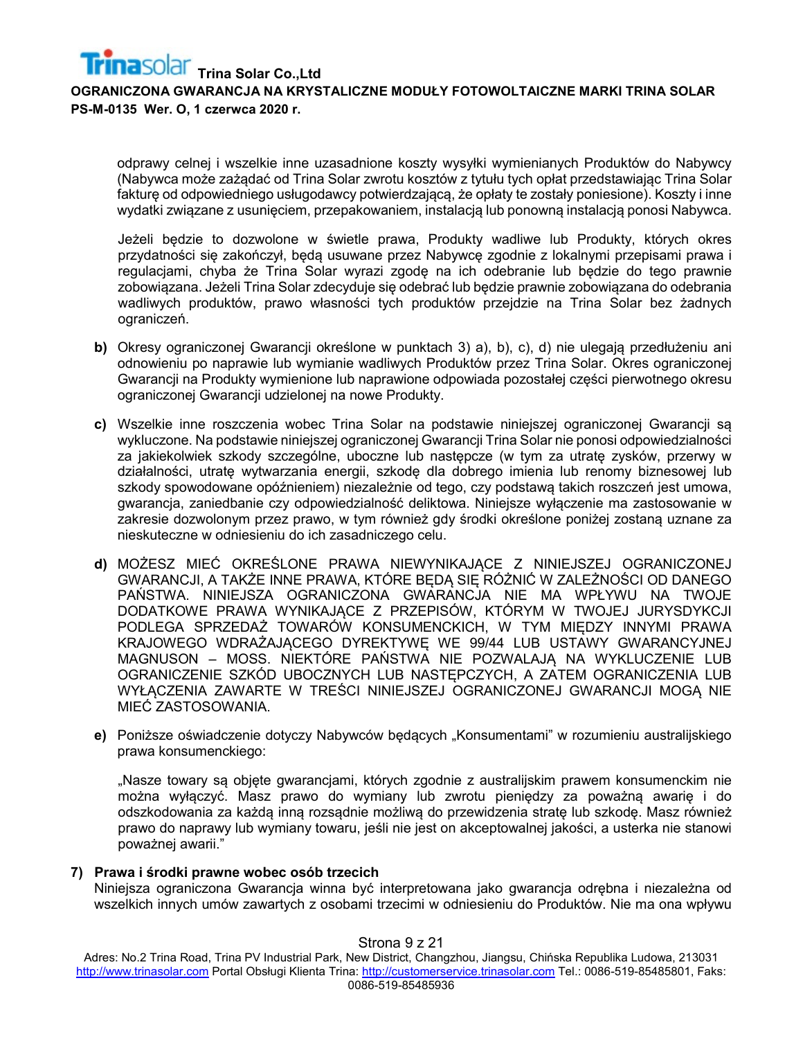odprawy celnej i wszelkie inne uzasadnione koszty wysyłki wymienianych Produktów do Nabywcy (Nabywca może zażądać od Trina Solar zwrotu kosztów z tytułu tych opłat przedstawiając Trina Solar fakturę od odpowiedniego usługodawcy potwierdzającą, że opłaty te zostały poniesione). Koszty i inne wydatki związane z usunięciem, przepakowaniem, instalacją lub ponowną instalacją ponosi Nabywca.

Jeżeli będzie to dozwolone w świetle prawa, Produkty wadliwe lub Produkty, których okres przydatności się zakończył, będą usuwane przez Nabywcę zgodnie z lokalnymi przepisami prawa i regulacjami, chyba że Trina Solar wyrazi zgodę na ich odebranie lub będzie do tego prawnie zobowiązana. Jeżeli Trina Solar zdecyduje się odebrać lub będzie prawnie zobowiązana do odebrania wadliwych produktów, prawo własności tych produktów przejdzie na Trina Solar bez żadnych ograniczeń.

**b)** Okresy ograniczonej Gwarancji określone w punktach 3) a), b), c), d) nie ulegają przedłużeniu ani odnowieniu po naprawie lub wymianie wadliwych Produktów przez Trina Solar. Okres ograniczonej Gwarancji na Produkty wymienione lub naprawione odpowiada pozostałej części pierwotnego okresu ograniczonej Gwarancji udzielonej na nowe Produkty.

**c)** Wszelkie inne roszczenia wobec Trina Solar na podstawie niniejszej ograniczonej Gwarancji są wykluczone. Na podstawie niniejszej ograniczonej Gwarancji Trina Solar nie ponosi odpowiedzialności za jakiekolwiek szkody szczególne, uboczne lub następcze (w tym za utratę zysków, przerwy w działalności, utratę wytwarzania energii, szkodę dla dobrego imienia lub renomy biznesowej lub szkody spowodowane opóźnieniem) niezależnie od tego, czy podstawą takich roszczeń jest umowa, gwarancja, zaniedbanie czy odpowiedzialność deliktowa. Niniejsze wyłączenie ma zastosowanie w zakresie dozwolonym przez prawo, w tym również gdy środki określone poniżej zostaną uznane za nieskuteczne w odniesieniu do ich zasadniczego celu.

**d)** MOŻESZ MIEĆ OKREŚLONE PRAWA NIEWYNIKAJĄCE Z NINIEJSZEJ OGRANICZONEJ GWARANCJI, A TAKŻE INNE PRAWA, KTÓRE BĘDĄ SIĘ RÓŻNIĆ W ZALEŻNOŚCI OD DANEGO PAŃSTWA. NINIEJSZA OGRANICZONA GWARANCJA NIE MA WPŁYWU NA TWOJE DODATKOWE PRAWA WYNIKAJĄCE Z PRZEPISÓW, KTÓRYM W TWOJEJ JURYSDYKCJI PODLEGA SPRZEDAŻ TOWARÓW KONSUMENCKICH, W TYM MIĘDZY INNYMI PRAWA KRAJOWEGO WDRAŻAJĄCEGO DYREKTYWĘ WE 99/44 LUB USTAWY GWARANCYJNEJ MAGNUSON – MOSS. NIEKTÓRE PAŃSTWA NIE POZWALAJĄ NA WYKLUCZENIE LUB OGRANICZENIE SZKÓD UBOCZNYCH LUB NASTĘPCZYCH, A ZATEM OGRANICZENIA LUB WYŁĄCZENIA ZAWARTE W TREŚCI NINIEJSZEJ OGRANICZONEJ GWARANCJI MOGĄ NIE MIEĆ ZASTOSOWANIA.

**e)** Poniższe oświadczenie dotyczy Nabywców będących „Konsumentami" w rozumieniu australijskiego prawa konsumenckiego:

„Nasze towary są objęte gwarancjami, których zgodnie z australijskim prawem konsumenckim nie można wyłączyć. Masz prawo do wymiany lub zwrotu pieniędzy za poważną awarię i do odszkodowania za każdą inną rozsądnie możliwą do przewidzenia stratę lub szkodę. Masz również prawo do naprawy lub wymiany towaru, jeśli nie jest on akceptowalnej jakości, a usterka nie stanowi poważnej awarii."

## 7) Prawa i środki prawne wobec osób trzecich

Niniejsza ograniczona Gwarancja winna być interpretowana jako gwarancja odrębna i niezależna od wszelkich innych umów zawartych z osobami trzecimi w odniesieniu do Produktów. Nie ma ona wpływu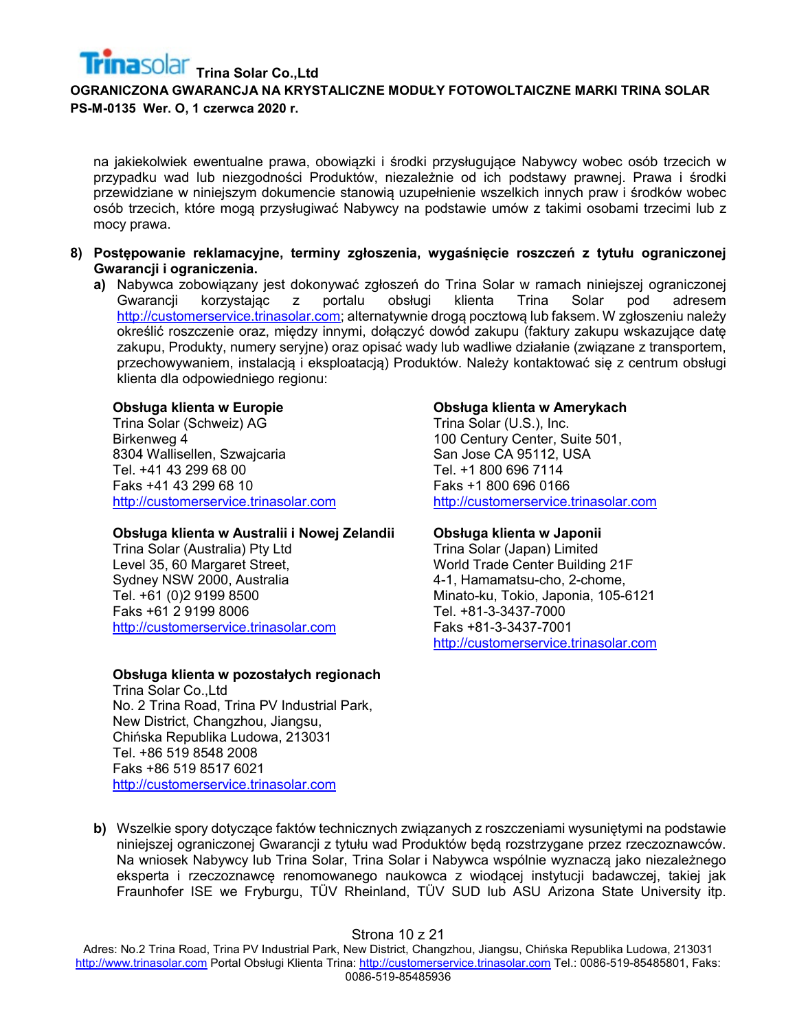na jakiekolwiek ewentualne prawa, obowiązki i środki przysługujące Nabywcy wobec osób trzecich w przypadku wad lub niezgodności Produktów, niezależnie od ich podstawy prawnej. Prawa i środki przewidziane w niniejszym dokumencie stanowią uzupełnienie wszelkich innych praw i środków wobec osób trzecich, które mogą przysługiwać Nabywcy na podstawie umów z takimi osobami trzecimi lub z mocy prawa.

**8) Postępowanie reklamacyjne, terminy zgłoszenia, wygaśnięcie roszczeń z tytułu ograniczonej Gwarancji i ograniczenia.**

**a)** Nabywca zobowiązany jest dokonywać zgłoszeń do Trina Solar w ramach niniejszej ograniczonej Gwarancji korzystając z portalu obsługi klienta Trina Solar pod adresem http://customerservice.trinasolar.com; alternatywnie drogą pocztową lub faksem. W zgłoszeniu należy określić roszczenie oraz, między innymi, dołączyć dowód zakupu (faktury zakupu wskazujące datę zakupu, Produkty, numery seryjne) oraz opisać wady lub wadliwe działanie (związane z transportem, przechowywaniem, instalacją i eksploatacją) Produktów. Należy kontaktować się z centrum obsługi klienta dla odpowiedniego regionu:

**Obsługa klienta w Europie**
Trina Solar (Schweiz) AG
Birkenweg 4
8304 Wallisellen, Szwajcaria
Tel. +41 43 299 68 00
Faks +41 43 299 68 10
http://customerservice.trinasolar.com

**Obsługa klienta w Amerykach**
Trina Solar (U.S.), Inc.
100 Century Center, Suite 501,
San Jose CA 95112, USA
Tel. +1 800 696 7114
Faks +1 800 696 0166
http://customerservice.trinasolar.com

**Obsługa klienta w Australii i Nowej Zelandii**
Trina Solar (Australia) Pty Ltd
Level 35, 60 Margaret Street,
Sydney NSW 2000, Australia
Tel. +61 (0)2 9199 8500
Faks +61 2 9199 8006
http://customerservice.trinasolar.com

**Obsługa klienta w Japonii**
Trina Solar (Japan) Limited
World Trade Center Building 21F
4-1, Hamamatsu-cho, 2-chome,
Minato-ku, Tokio, Japonia, 105-6121
Tel. +81-3-3437-7000
Faks +81-3-3437-7001
http://customerservice.trinasolar.com

**Obsługa klienta w pozostałych regionach**
Trina Solar Co.,Ltd
No. 2 Trina Road, Trina PV Industrial Park,
New District, Changzhou, Jiangsu,
Chińska Republika Ludowa, 213031
Tel. +86 519 8548 2008
Faks +86 519 8517 6021
http://customerservice.trinasolar.com

**b)** Wszelkie spory dotyczące faktów technicznych związanych z roszczeniami wysuniętymi na podstawie niniejszej ograniczonej Gwarancji z tytułu wad Produktów będą rozstrzygane przez rzeczoznawców. Na wniosek Nabywcy lub Trina Solar, Trina Solar i Nabywca wspólnie wyznaczą jako niezależnego eksperta i rzeczoznawcę renomowanego naukowca z wiodącej instytucji badawczej, takiej jak Fraunhofer ISE we Fryburgu, TÜV Rheinland, TÜV SUD lub ASU Arizona State University itp.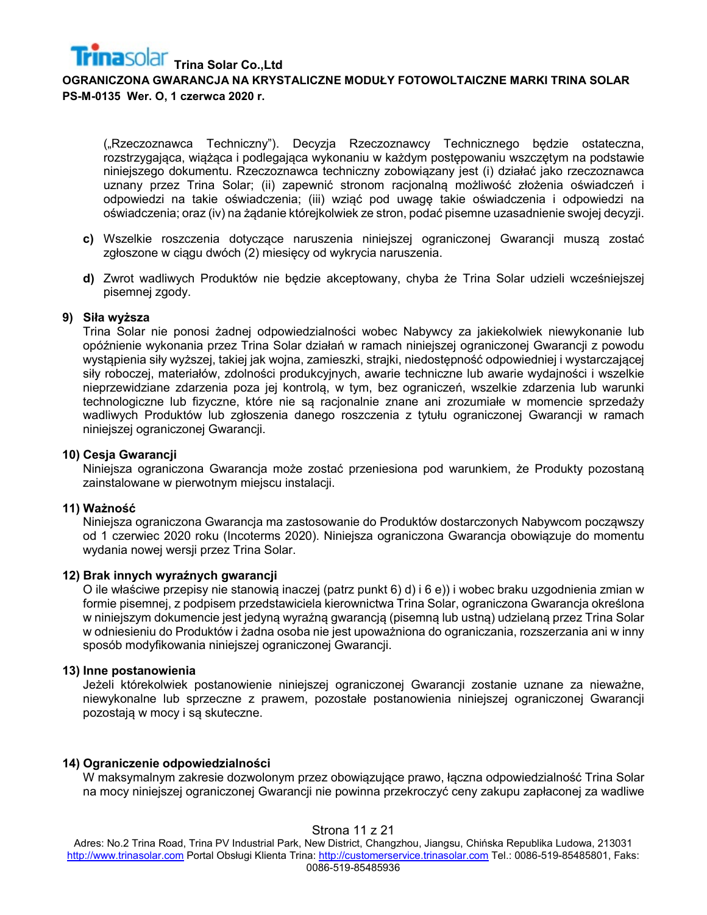(„Rzeczoznawca Techniczny"). Decyzja Rzeczoznawcy Technicznego będzie ostateczna, rozstrzygająca, wiążąca i podlegająca wykonaniu w każdym postępowaniu wszczętym na podstawie niniejszego dokumentu. Rzeczoznawca techniczny zobowiązany jest (i) działać jako rzeczoznawca uznany przez Trina Solar; (ii) zapewnić stronom racjonalną możliwość złożenia oświadczeń i odpowiedzi na takie oświadczenia; (iii) wziąć pod uwagę takie oświadczenia i odpowiedzi na oświadczenia; oraz (iv) na żądanie którejkolwiek ze stron, podać pisemne uzasadnienie swojej decyzji.

**c)** Wszelkie roszczenia dotyczące naruszenia niniejszej ograniczonej Gwarancji muszą zostać zgłoszone w ciągu dwóch (2) miesięcy od wykrycia naruszenia.

**d)** Zwrot wadliwych Produktów nie będzie akceptowany, chyba że Trina Solar udzieli wcześniejszej pisemnej zgody.

**9) Siła wyższa**

Trina Solar nie ponosi żadnej odpowiedzialności wobec Nabywcy za jakiekolwiek niewykonanie lub opóźnienie wykonania przez Trina Solar działań w ramach niniejszej ograniczonej Gwarancji z powodu wystąpienia siły wyższej, takiej jak wojna, zamieszki, strajki, niedostępność odpowiedniej i wystarczającej siły roboczej, materiałów, zdolności produkcyjnych, awarie techniczne lub awarie wydajności i wszelkie nieprzewidziane zdarzenia poza jej kontrolą, w tym, bez ograniczeń, wszelkie zdarzenia lub warunki technologiczne lub fizyczne, które nie są racjonalnie znane ani zrozumiałe w momencie sprzedaży wadliwych Produktów lub zgłoszenia danego roszczenia z tytułu ograniczonej Gwarancji w ramach niniejszej ograniczonej Gwarancji.

**10) Cesja Gwarancji**

Niniejsza ograniczona Gwarancja może zostać przeniesiona pod warunkiem, że Produkty pozostaną zainstalowane w pierwotnym miejscu instalacji.

**11) Ważność**

Niniejsza ograniczona Gwarancja ma zastosowanie do Produktów dostarczonych Nabywcom począwszy od 1 czerwiec 2020 roku (Incoterms 2020). Niniejsza ograniczona Gwarancja obowiązuje do momentu wydania nowej wersji przez Trina Solar.

**12) Brak innych wyraźnych gwarancji**

O ile właściwe przepisy nie stanowią inaczej (patrz punkt 6) d) i 6 e)) i wobec braku uzgodnienia zmian w formie pisemnej, z podpisem przedstawiciela kierownictwa Trina Solar, ograniczona Gwarancja określona w niniejszym dokumencie jest jedyną wyraźną gwarancją (pisemną lub ustną) udzielaną przez Trina Solar w odniesieniu do Produktów i żadna osoba nie jest upoważniona do ograniczania, rozszerzania ani w inny sposób modyfikowania niniejszej ograniczonej Gwarancji.

**13) Inne postanowienia**

Jeżeli którekolwiek postanowienie niniejszej ograniczonej Gwarancji zostanie uznane za nieważne, niewykonalne lub sprzeczne z prawem, pozostałe postanowienia niniejszej ograniczonej Gwarancji pozostają w mocy i są skuteczne.

**14) Ograniczenie odpowiedzialności**

W maksymalnym zakresie dozwolonym przez obowiązujące prawo, łączna odpowiedzialność Trina Solar na mocy niniejszej ograniczonej Gwarancji nie powinna przekroczyć ceny zakupu zapłaconej za wadliwe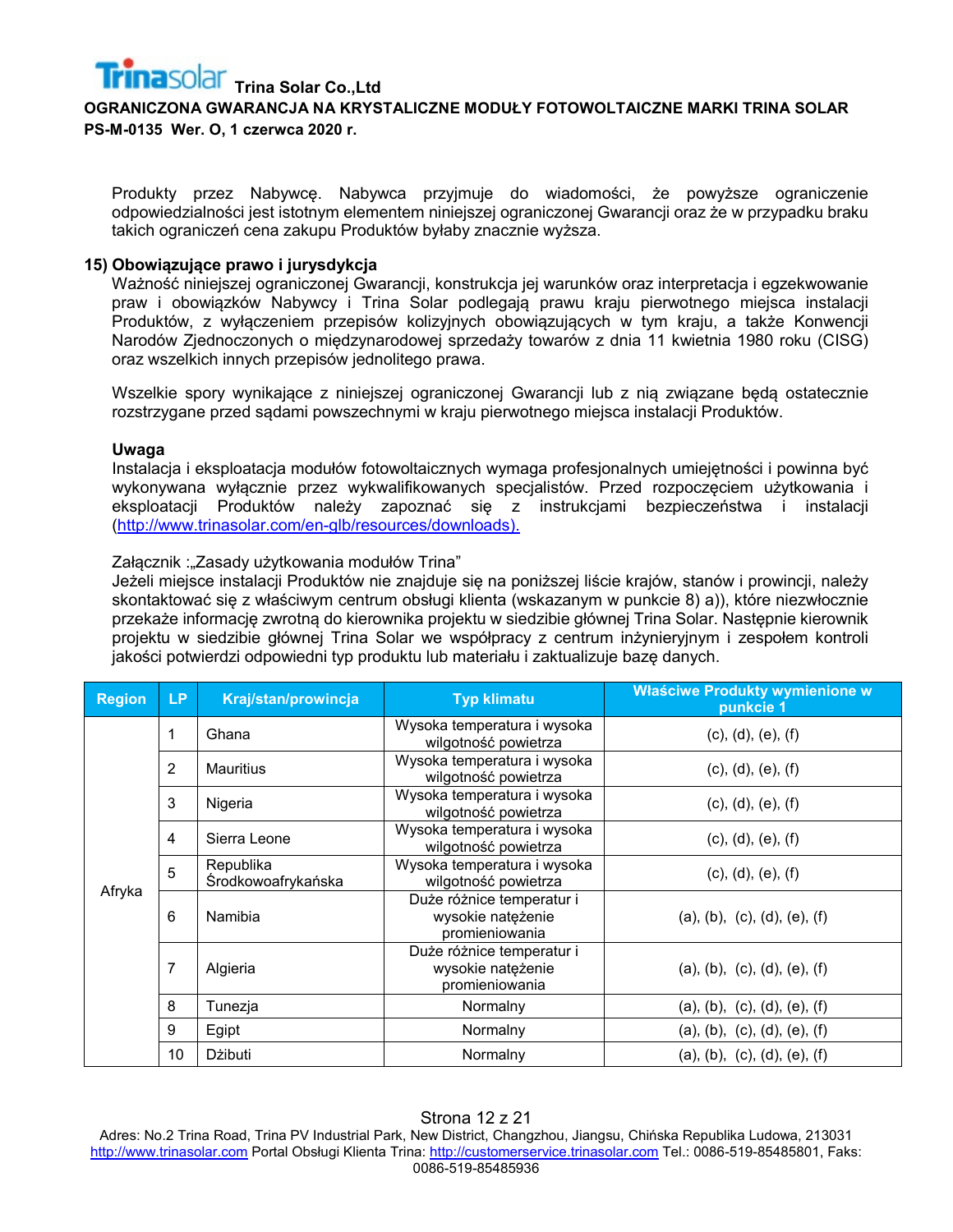Produkty przez Nabywcę. Nabywca przyjmuje do wiadomości, że powyższe ograniczenie odpowiedzialności jest istotnym elementem niniejszej ograniczonej Gwarancji oraz że w przypadku braku takich ograniczeń cena zakupu Produktów byłaby znacznie wyższa.

**15) Obowiązujące prawo i jurysdykcja**

Ważność niniejszej ograniczonej Gwarancji, konstrukcja jej warunków oraz interpretacja i egzekwowanie praw i obowiązków Nabywcy i Trina Solar podlegają prawu kraju pierwotnego miejsca instalacji Produktów, z wyłączeniem przepisów kolizyjnych obowiązujących w tym kraju, a także Konwencji Narodów Zjednoczonych o międzynarodowej sprzedaży towarów z dnia 11 kwietnia 1980 roku (CISG) oraz wszelkich innych przepisów jednolitego prawa.

Wszelkie spory wynikające z niniejszej ograniczonej Gwarancji lub z nią związane będą ostatecznie rozstrzygane przed sądami powszechnymi w kraju pierwotnego miejsca instalacji Produktów.

**Uwaga**

Instalacja i eksploatacja modułów fotowoltaicznych wymaga profesjonalnych umiejętności i powinna być wykonywana wyłącznie przez wykwalifikowanych specjalistów. Przed rozpoczęciem użytkowania i eksploatacji Produktów należy zapoznać się z instrukcjami bezpieczeństwa i instalacji (http://www.trinasolar.com/en-glb/resources/downloads).

Załącznik :„Zasady użytkowania modułów Trina"

Jeżeli miejsce instalacji Produktów nie znajduje się na poniższej liście krajów, stanów i prowincji, należy skontaktować się z właściwym centrum obsługi klienta (wskazanym w punkcie 8) a)), które niezwłocznie przekaże informację zwrotną do kierownika projektu w siedzibie głównej Trina Solar. Następnie kierownik projektu w siedzibie głównej Trina Solar we współpracy z centrum inżynieryjnym i zespołem kontroli jakości potwierdzi odpowiedni typ produktu lub materiału i zaktualizuje bazę danych.

| Region | LP | Kraj/stan/prowincja | Typ klimatu | Właściwe Produkty wymienione w punkcie 1 |
|---|---|---|---|---|
| Afryka | 1 | Ghana | Wysoka temperatura i wysoka wilgotność powietrza | (c), (d), (e), (f) |
| | 2 | Mauritius | Wysoka temperatura i wysoka wilgotność powietrza | (c), (d), (e), (f) |
| | 3 | Nigeria | Wysoka temperatura i wysoka wilgotność powietrza | (c), (d), (e), (f) |
| | 4 | Sierra Leone | Wysoka temperatura i wysoka wilgotność powietrza | (c), (d), (e), (f) |
| | 5 | Republika Środkowoafrykańska | Wysoka temperatura i wysoka wilgotność powietrza | (c), (d), (e), (f) |
| | 6 | Namibia | Duże różnice temperatur i wysokie natężenie promieniowania | (a), (b), (c), (d), (e), (f) |
| | 7 | Algieria | Duże różnice temperatur i wysokie natężenie promieniowania | (a), (b), (c), (d), (e), (f) |
| | 8 | Tunezja | Normalny | (a), (b), (c), (d), (e), (f) |
| | 9 | Egipt | Normalny | (a), (b), (c), (d), (e), (f) |
| | 10 | Dżibuti | Normalny | (a), (b), (c), (d), (e), (f) |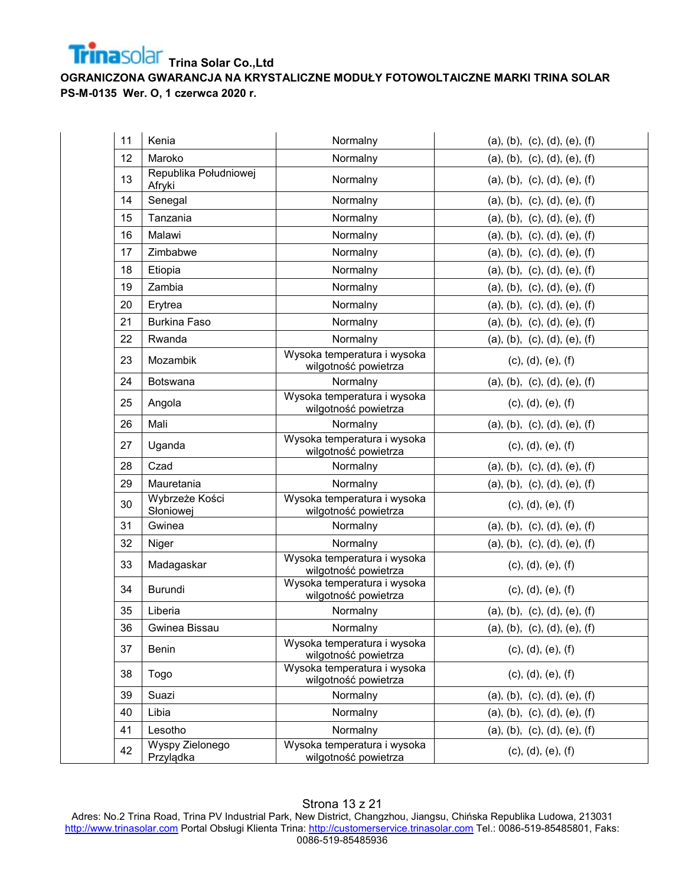| | | | |
|---|---|---|---|
| 11 | Kenia | Normalny | (a), (b), (c), (d), (e), (f) |
| 12 | Maroko | Normalny | (a), (b), (c), (d), (e), (f) |
| 13 | Republika Południowej Afryki | Normalny | (a), (b), (c), (d), (e), (f) |
| 14 | Senegal | Normalny | (a), (b), (c), (d), (e), (f) |
| 15 | Tanzania | Normalny | (a), (b), (c), (d), (e), (f) |
| 16 | Malawi | Normalny | (a), (b), (c), (d), (e), (f) |
| 17 | Zimbabwe | Normalny | (a), (b), (c), (d), (e), (f) |
| 18 | Etiopia | Normalny | (a), (b), (c), (d), (e), (f) |
| 19 | Zambia | Normalny | (a), (b), (c), (d), (e), (f) |
| 20 | Erytrea | Normalny | (a), (b), (c), (d), (e), (f) |
| 21 | Burkina Faso | Normalny | (a), (b), (c), (d), (e), (f) |
| 22 | Rwanda | Normalny | (a), (b), (c), (d), (e), (f) |
| 23 | Mozambik | Wysoka temperatura i wysoka wilgotność powietrza | (c), (d), (e), (f) |
| 24 | Botswana | Normalny | (a), (b), (c), (d), (e), (f) |
| 25 | Angola | Wysoka temperatura i wysoka wilgotność powietrza | (c), (d), (e), (f) |
| 26 | Mali | Normalny | (a), (b), (c), (d), (e), (f) |
| 27 | Uganda | Wysoka temperatura i wysoka wilgotność powietrza | (c), (d), (e), (f) |
| 28 | Czad | Normalny | (a), (b), (c), (d), (e), (f) |
| 29 | Mauretania | Normalny | (a), (b), (c), (d), (e), (f) |
| 30 | Wybrzeże Kości Słoniowej | Wysoka temperatura i wysoka wilgotność powietrza | (c), (d), (e), (f) |
| 31 | Gwinea | Normalny | (a), (b), (c), (d), (e), (f) |
| 32 | Niger | Normalny | (a), (b), (c), (d), (e), (f) |
| 33 | Madagaskar | Wysoka temperatura i wysoka wilgotność powietrza | (c), (d), (e), (f) |
| 34 | Burundi | Wysoka temperatura i wysoka wilgotność powietrza | (c), (d), (e), (f) |
| 35 | Liberia | Normalny | (a), (b), (c), (d), (e), (f) |
| 36 | Gwinea Bissau | Normalny | (a), (b), (c), (d), (e), (f) |
| 37 | Benin | Wysoka temperatura i wysoka wilgotność powietrza | (c), (d), (e), (f) |
| 38 | Togo | Wysoka temperatura i wysoka wilgotność powietrza | (c), (d), (e), (f) |
| 39 | Suazi | Normalny | (a), (b), (c), (d), (e), (f) |
| 40 | Libia | Normalny | (a), (b), (c), (d), (e), (f) |
| 41 | Lesotho | Normalny | (a), (b), (c), (d), (e), (f) |
| 42 | Wyspy Zielonego Przylądka | Wysoka temperatura i wysoka wilgotność powietrza | (c), (d), (e), (f) |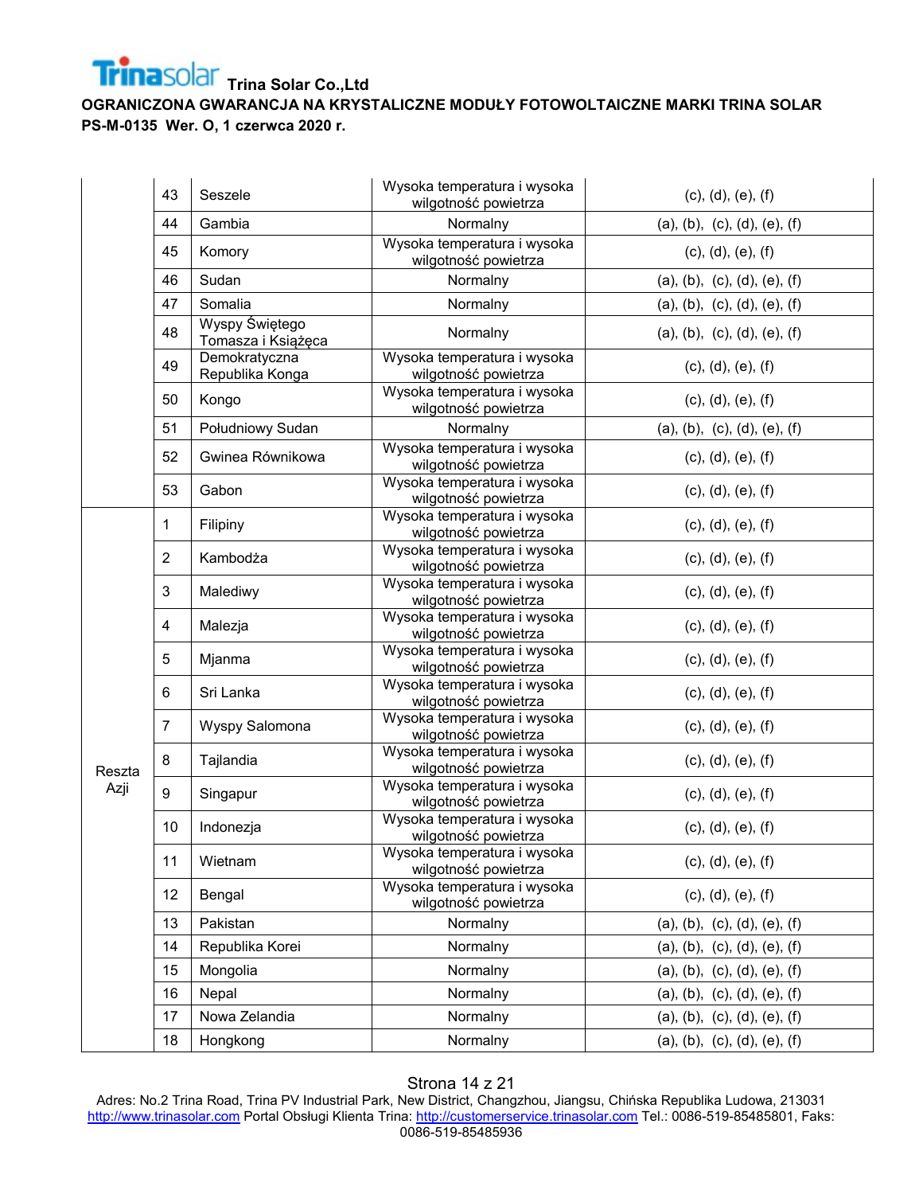| | | | | |
|---|---|---|---|---|
| | 43 | Seszele | Wysoka temperatura i wysoka wilgotność powietrza | (c), (d), (e), (f) |
| | 44 | Gambia | Normalny | (a), (b), (c), (d), (e), (f) |
| | 45 | Komory | Wysoka temperatura i wysoka wilgotność powietrza | (c), (d), (e), (f) |
| | 46 | Sudan | Normalny | (a), (b), (c), (d), (e), (f) |
| | 47 | Somalia | Normalny | (a), (b), (c), (d), (e), (f) |
| | 48 | Wyspy Świętego Tomasza i Książęca | Normalny | (a), (b), (c), (d), (e), (f) |
| | 49 | Demokratyczna Republika Konga | Wysoka temperatura i wysoka wilgotność powietrza | (c), (d), (e), (f) |
| | 50 | Kongo | Wysoka temperatura i wysoka wilgotność powietrza | (c), (d), (e), (f) |
| | 51 | Południowy Sudan | Normalny | (a), (b), (c), (d), (e), (f) |
| | 52 | Gwinea Równikowa | Wysoka temperatura i wysoka wilgotność powietrza | (c), (d), (e), (f) |
| | 53 | Gabon | Wysoka temperatura i wysoka wilgotność powietrza | (c), (d), (e), (f) |
| Reszta Azji | 1 | Filipiny | Wysoka temperatura i wysoka wilgotność powietrza | (c), (d), (e), (f) |
| | 2 | Kambodża | Wysoka temperatura i wysoka wilgotność powietrza | (c), (d), (e), (f) |
| | 3 | Malediwy | Wysoka temperatura i wysoka wilgotność powietrza | (c), (d), (e), (f) |
| | 4 | Malezja | Wysoka temperatura i wysoka wilgotność powietrza | (c), (d), (e), (f) |
| | 5 | Mjanma | Wysoka temperatura i wysoka wilgotność powietrza | (c), (d), (e), (f) |
| | 6 | Sri Lanka | Wysoka temperatura i wysoka wilgotność powietrza | (c), (d), (e), (f) |
| | 7 | Wyspy Salomona | Wysoka temperatura i wysoka wilgotność powietrza | (c), (d), (e), (f) |
| | 8 | Tajlandia | Wysoka temperatura i wysoka wilgotność powietrza | (c), (d), (e), (f) |
| | 9 | Singapur | Wysoka temperatura i wysoka wilgotność powietrza | (c), (d), (e), (f) |
| | 10 | Indonezja | Wysoka temperatura i wysoka wilgotność powietrza | (c), (d), (e), (f) |
| | 11 | Wietnam | Wysoka temperatura i wysoka wilgotność powietrza | (c), (d), (e), (f) |
| | 12 | Bengal | Wysoka temperatura i wysoka wilgotność powietrza | (c), (d), (e), (f) |
| | 13 | Pakistan | Normalny | (a), (b), (c), (d), (e), (f) |
| | 14 | Republika Korei | Normalny | (a), (b), (c), (d), (e), (f) |
| | 15 | Mongolia | Normalny | (a), (b), (c), (d), (e), (f) |
| | 16 | Nepal | Normalny | (a), (b), (c), (d), (e), (f) |
| | 17 | Nowa Zelandia | Normalny | (a), (b), (c), (d), (e), (f) |
| | 18 | Hongkong | Normalny | (a), (b), (c), (d), (e), (f) |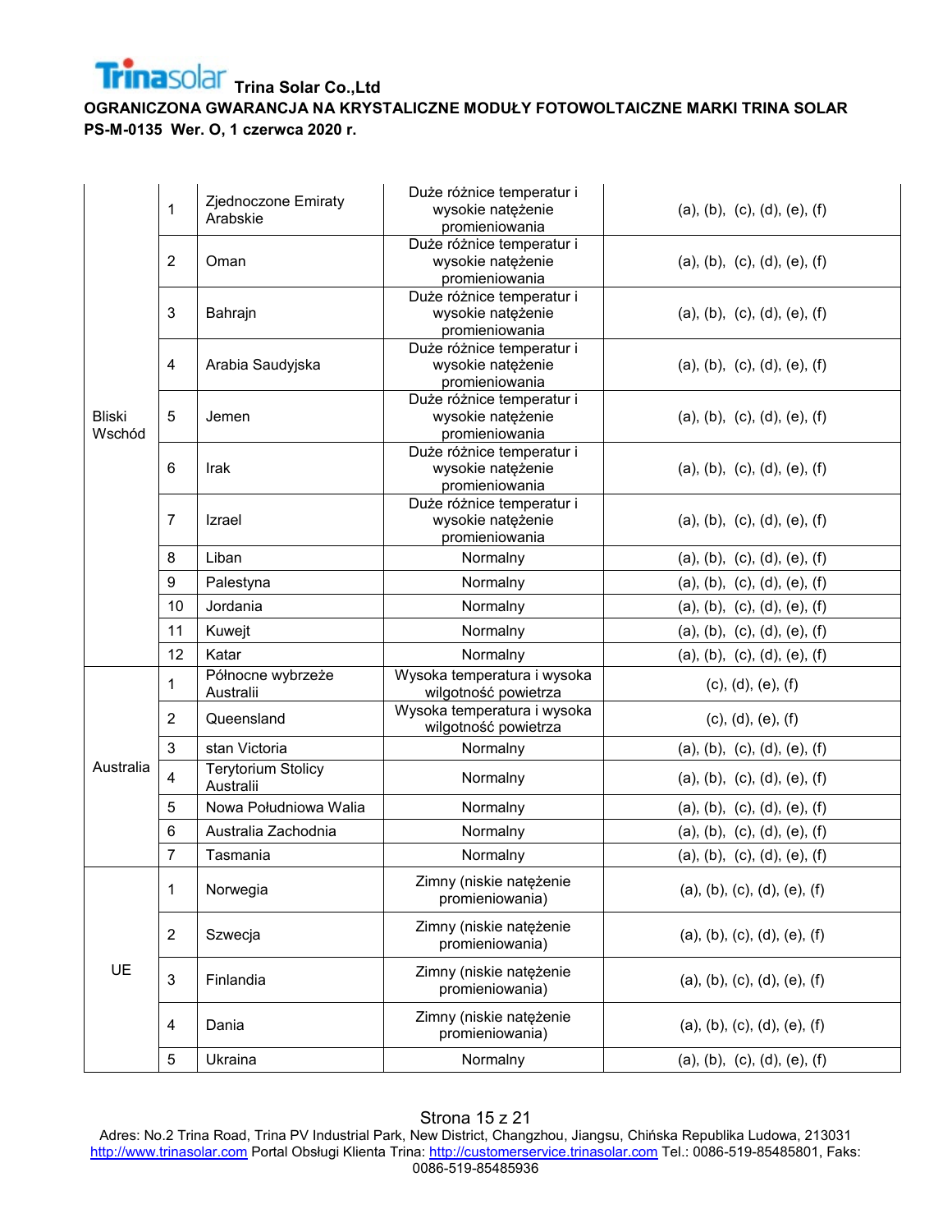| | | | | |
|---|---|---|---|---|
| Bliski Wschód | 1 | Zjednoczone Emiraty Arabskie | Duże różnice temperatur i wysokie natężenie promieniowania | (a), (b), (c), (d), (e), (f) |
| | 2 | Oman | Duże różnice temperatur i wysokie natężenie promieniowania | (a), (b), (c), (d), (e), (f) |
| | 3 | Bahrajn | Duże różnice temperatur i wysokie natężenie promieniowania | (a), (b), (c), (d), (e), (f) |
| | 4 | Arabia Saudyjska | Duże różnice temperatur i wysokie natężenie promieniowania | (a), (b), (c), (d), (e), (f) |
| | 5 | Jemen | Duże różnice temperatur i wysokie natężenie promieniowania | (a), (b), (c), (d), (e), (f) |
| | 6 | Irak | Duże różnice temperatur i wysokie natężenie promieniowania | (a), (b), (c), (d), (e), (f) |
| | 7 | Izrael | Duże różnice temperatur i wysokie natężenie promieniowania | (a), (b), (c), (d), (e), (f) |
| | 8 | Liban | Normalny | (a), (b), (c), (d), (e), (f) |
| | 9 | Palestyna | Normalny | (a), (b), (c), (d), (e), (f) |
| | 10 | Jordania | Normalny | (a), (b), (c), (d), (e), (f) |
| | 11 | Kuwejt | Normalny | (a), (b), (c), (d), (e), (f) |
| | 12 | Katar | Normalny | (a), (b), (c), (d), (e), (f) |
| Australia | 1 | Północne wybrzeże Australii | Wysoka temperatura i wysoka wilgotność powietrza | (c), (d), (e), (f) |
| | 2 | Queensland | Wysoka temperatura i wysoka wilgotność powietrza | (c), (d), (e), (f) |
| | 3 | stan Victoria | Normalny | (a), (b), (c), (d), (e), (f) |
| | 4 | Terytorium Stolicy Australii | Normalny | (a), (b), (c), (d), (e), (f) |
| | 5 | Nowa Południowa Walia | Normalny | (a), (b), (c), (d), (e), (f) |
| | 6 | Australia Zachodnia | Normalny | (a), (b), (c), (d), (e), (f) |
| | 7 | Tasmania | Normalny | (a), (b), (c), (d), (e), (f) |
| UE | 1 | Norwegia | Zimny (niskie natężenie promieniowania) | (a), (b), (c), (d), (e), (f) |
| | 2 | Szwecja | Zimny (niskie natężenie promieniowania) | (a), (b), (c), (d), (e), (f) |
| | 3 | Finlandia | Zimny (niskie natężenie promieniowania) | (a), (b), (c), (d), (e), (f) |
| | 4 | Dania | Zimny (niskie natężenie promieniowania) | (a), (b), (c), (d), (e), (f) |
| | 5 | Ukraina | Normalny | (a), (b), (c), (d), (e), (f) |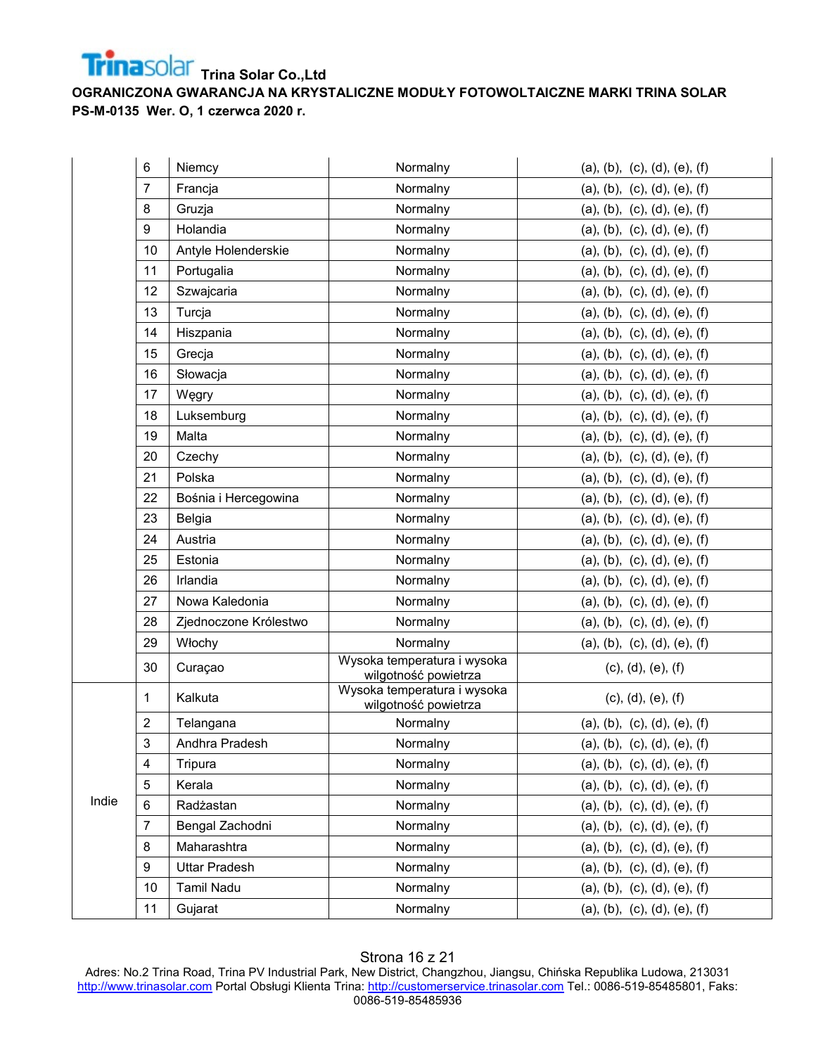|  | 6 | Niemcy | Normalny | (a), (b), (c), (d), (e), (f) |
|---|---|---|---|---|
|  | 7 | Francja | Normalny | (a), (b), (c), (d), (e), (f) |
|  | 8 | Gruzja | Normalny | (a), (b), (c), (d), (e), (f) |
|  | 9 | Holandia | Normalny | (a), (b), (c), (d), (e), (f) |
|  | 10 | Antyle Holenderskie | Normalny | (a), (b), (c), (d), (e), (f) |
|  | 11 | Portugalia | Normalny | (a), (b), (c), (d), (e), (f) |
|  | 12 | Szwajcaria | Normalny | (a), (b), (c), (d), (e), (f) |
|  | 13 | Turcja | Normalny | (a), (b), (c), (d), (e), (f) |
|  | 14 | Hiszpania | Normalny | (a), (b), (c), (d), (e), (f) |
|  | 15 | Grecja | Normalny | (a), (b), (c), (d), (e), (f) |
|  | 16 | Słowacja | Normalny | (a), (b), (c), (d), (e), (f) |
|  | 17 | Węgry | Normalny | (a), (b), (c), (d), (e), (f) |
|  | 18 | Luksemburg | Normalny | (a), (b), (c), (d), (e), (f) |
|  | 19 | Malta | Normalny | (a), (b), (c), (d), (e), (f) |
|  | 20 | Czechy | Normalny | (a), (b), (c), (d), (e), (f) |
|  | 21 | Polska | Normalny | (a), (b), (c), (d), (e), (f) |
|  | 22 | Bośnia i Hercegowina | Normalny | (a), (b), (c), (d), (e), (f) |
|  | 23 | Belgia | Normalny | (a), (b), (c), (d), (e), (f) |
|  | 24 | Austria | Normalny | (a), (b), (c), (d), (e), (f) |
|  | 25 | Estonia | Normalny | (a), (b), (c), (d), (e), (f) |
|  | 26 | Irlandia | Normalny | (a), (b), (c), (d), (e), (f) |
|  | 27 | Nowa Kaledonia | Normalny | (a), (b), (c), (d), (e), (f) |
|  | 28 | Zjednoczone Królestwo | Normalny | (a), (b), (c), (d), (e), (f) |
|  | 29 | Włochy | Normalny | (a), (b), (c), (d), (e), (f) |
|  | 30 | Curaçao | Wysoka temperatura i wysoka wilgotność powietrza | (c), (d), (e), (f) |
| Indie | 1 | Kalkuta | Wysoka temperatura i wysoka wilgotność powietrza | (c), (d), (e), (f) |
|  | 2 | Telangana | Normalny | (a), (b), (c), (d), (e), (f) |
|  | 3 | Andhra Pradesh | Normalny | (a), (b), (c), (d), (e), (f) |
|  | 4 | Tripura | Normalny | (a), (b), (c), (d), (e), (f) |
|  | 5 | Kerala | Normalny | (a), (b), (c), (d), (e), (f) |
|  | 6 | Radżastan | Normalny | (a), (b), (c), (d), (e), (f) |
|  | 7 | Bengal Zachodni | Normalny | (a), (b), (c), (d), (e), (f) |
|  | 8 | Maharashtra | Normalny | (a), (b), (c), (d), (e), (f) |
|  | 9 | Uttar Pradesh | Normalny | (a), (b), (c), (d), (e), (f) |
|  | 10 | Tamil Nadu | Normalny | (a), (b), (c), (d), (e), (f) |
|  | 11 | Gujarat | Normalny | (a), (b), (c), (d), (e), (f) |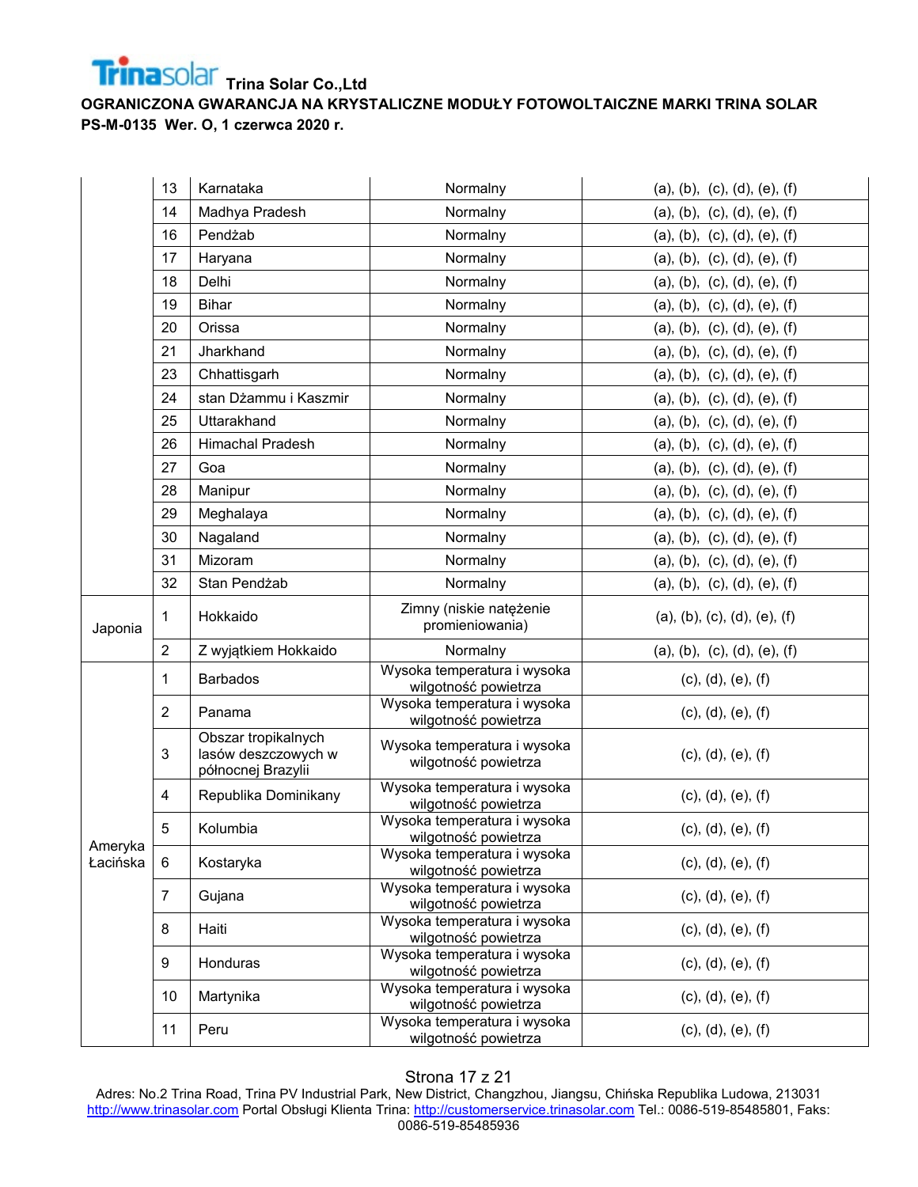| | | | | |
|---|---|---|---|---|
| | 13 | Karnataka | Normalny | (a), (b), (c), (d), (e), (f) |
| | 14 | Madhya Pradesh | Normalny | (a), (b), (c), (d), (e), (f) |
| | 16 | Pendżab | Normalny | (a), (b), (c), (d), (e), (f) |
| | 17 | Haryana | Normalny | (a), (b), (c), (d), (e), (f) |
| | 18 | Delhi | Normalny | (a), (b), (c), (d), (e), (f) |
| | 19 | Bihar | Normalny | (a), (b), (c), (d), (e), (f) |
| | 20 | Orissa | Normalny | (a), (b), (c), (d), (e), (f) |
| | 21 | Jharkhand | Normalny | (a), (b), (c), (d), (e), (f) |
| | 23 | Chhattisgarh | Normalny | (a), (b), (c), (d), (e), (f) |
| | 24 | stan Dżammu i Kaszmir | Normalny | (a), (b), (c), (d), (e), (f) |
| | 25 | Uttarakhand | Normalny | (a), (b), (c), (d), (e), (f) |
| | 26 | Himachal Pradesh | Normalny | (a), (b), (c), (d), (e), (f) |
| | 27 | Goa | Normalny | (a), (b), (c), (d), (e), (f) |
| | 28 | Manipur | Normalny | (a), (b), (c), (d), (e), (f) |
| | 29 | Meghalaya | Normalny | (a), (b), (c), (d), (e), (f) |
| | 30 | Nagaland | Normalny | (a), (b), (c), (d), (e), (f) |
| | 31 | Mizoram | Normalny | (a), (b), (c), (d), (e), (f) |
| | 32 | Stan Pendżab | Normalny | (a), (b), (c), (d), (e), (f) |
| Japonia | 1 | Hokkaido | Zimny (niskie natężenie promieniowania) | (a), (b), (c), (d), (e), (f) |
| | 2 | Z wyjątkiem Hokkaido | Normalny | (a), (b), (c), (d), (e), (f) |
| Ameryka Łacińska | 1 | Barbados | Wysoka temperatura i wysoka wilgotność powietrza | (c), (d), (e), (f) |
| | 2 | Panama | Wysoka temperatura i wysoka wilgotność powietrza | (c), (d), (e), (f) |
| | 3 | Obszar tropikalnych lasów deszczowych w północnej Brazylii | Wysoka temperatura i wysoka wilgotność powietrza | (c), (d), (e), (f) |
| | 4 | Republika Dominikany | Wysoka temperatura i wysoka wilgotność powietrza | (c), (d), (e), (f) |
| | 5 | Kolumbia | Wysoka temperatura i wysoka wilgotność powietrza | (c), (d), (e), (f) |
| | 6 | Kostaryka | Wysoka temperatura i wysoka wilgotność powietrza | (c), (d), (e), (f) |
| | 7 | Gujana | Wysoka temperatura i wysoka wilgotność powietrza | (c), (d), (e), (f) |
| | 8 | Haiti | Wysoka temperatura i wysoka wilgotność powietrza | (c), (d), (e), (f) |
| | 9 | Honduras | Wysoka temperatura i wysoka wilgotność powietrza | (c), (d), (e), (f) |
| | 10 | Martynika | Wysoka temperatura i wysoka wilgotność powietrza | (c), (d), (e), (f) |
| | 11 | Peru | Wysoka temperatura i wysoka wilgotność powietrza | (c), (d), (e), (f) |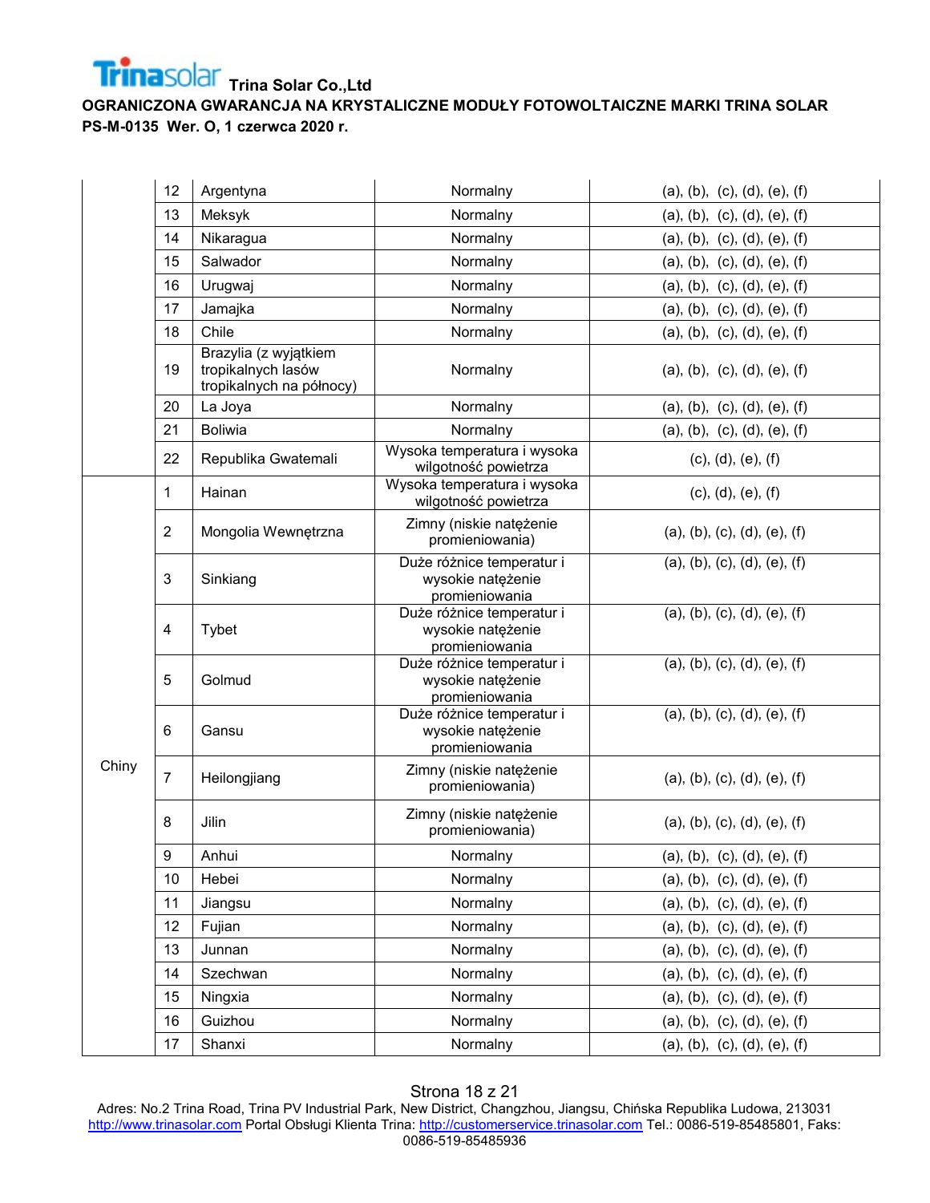| | | | | |
|---|---|---|---|---|
| | 12 | Argentyna | Normalny | (a), (b), (c), (d), (e), (f) |
| | 13 | Meksyk | Normalny | (a), (b), (c), (d), (e), (f) |
| | 14 | Nikaragua | Normalny | (a), (b), (c), (d), (e), (f) |
| | 15 | Salwador | Normalny | (a), (b), (c), (d), (e), (f) |
| | 16 | Urugwaj | Normalny | (a), (b), (c), (d), (e), (f) |
| | 17 | Jamajka | Normalny | (a), (b), (c), (d), (e), (f) |
| | 18 | Chile | Normalny | (a), (b), (c), (d), (e), (f) |
| | 19 | Brazylia (z wyjątkiem tropikalnych lasów tropikalnych na północy) | Normalny | (a), (b), (c), (d), (e), (f) |
| | 20 | La Joya | Normalny | (a), (b), (c), (d), (e), (f) |
| | 21 | Boliwia | Normalny | (a), (b), (c), (d), (e), (f) |
| | 22 | Republika Gwatemali | Wysoka temperatura i wysoka wilgotność powietrza | (c), (d), (e), (f) |
| Chiny | 1 | Hainan | Wysoka temperatura i wysoka wilgotność powietrza | (c), (d), (e), (f) |
| | 2 | Mongolia Wewnętrzna | Zimny (niskie natężenie promieniowania) | (a), (b), (c), (d), (e), (f) |
| | 3 | Sinkiang | Duże różnice temperatur i wysokie natężenie promieniowania | (a), (b), (c), (d), (e), (f) |
| | 4 | Tybet | Duże różnice temperatur i wysokie natężenie promieniowania | (a), (b), (c), (d), (e), (f) |
| | 5 | Golmud | Duże różnice temperatur i wysokie natężenie promieniowania | (a), (b), (c), (d), (e), (f) |
| | 6 | Gansu | Duże różnice temperatur i wysokie natężenie promieniowania | (a), (b), (c), (d), (e), (f) |
| | 7 | Heilongjiang | Zimny (niskie natężenie promieniowania) | (a), (b), (c), (d), (e), (f) |
| | 8 | Jilin | Zimny (niskie natężenie promieniowania) | (a), (b), (c), (d), (e), (f) |
| | 9 | Anhui | Normalny | (a), (b), (c), (d), (e), (f) |
| | 10 | Hebei | Normalny | (a), (b), (c), (d), (e), (f) |
| | 11 | Jiangsu | Normalny | (a), (b), (c), (d), (e), (f) |
| | 12 | Fujian | Normalny | (a), (b), (c), (d), (e), (f) |
| | 13 | Junnan | Normalny | (a), (b), (c), (d), (e), (f) |
| | 14 | Szechwan | Normalny | (a), (b), (c), (d), (e), (f) |
| | 15 | Ningxia | Normalny | (a), (b), (c), (d), (e), (f) |
| | 16 | Guizhou | Normalny | (a), (b), (c), (d), (e), (f) |
| | 17 | Shanxi | Normalny | (a), (b), (c), (d), (e), (f) |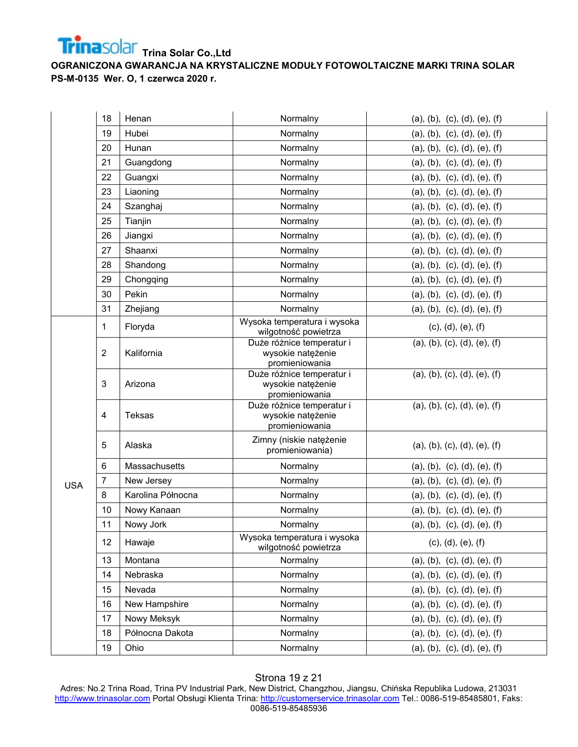| | 18 | Henan | Normalny | (a), (b), (c), (d), (e), (f) |
|---|---|---|---|---|
| | 19 | Hubei | Normalny | (a), (b), (c), (d), (e), (f) |
| | 20 | Hunan | Normalny | (a), (b), (c), (d), (e), (f) |
| | 21 | Guangdong | Normalny | (a), (b), (c), (d), (e), (f) |
| | 22 | Guangxi | Normalny | (a), (b), (c), (d), (e), (f) |
| | 23 | Liaoning | Normalny | (a), (b), (c), (d), (e), (f) |
| | 24 | Szanghaj | Normalny | (a), (b), (c), (d), (e), (f) |
| | 25 | Tianjin | Normalny | (a), (b), (c), (d), (e), (f) |
| | 26 | Jiangxi | Normalny | (a), (b), (c), (d), (e), (f) |
| | 27 | Shaanxi | Normalny | (a), (b), (c), (d), (e), (f) |
| | 28 | Shandong | Normalny | (a), (b), (c), (d), (e), (f) |
| | 29 | Chongqing | Normalny | (a), (b), (c), (d), (e), (f) |
| | 30 | Pekin | Normalny | (a), (b), (c), (d), (e), (f) |
| | 31 | Zhejiang | Normalny | (a), (b), (c), (d), (e), (f) |
| USA | 1 | Floryda | Wysoka temperatura i wysoka wilgotność powietrza | (c), (d), (e), (f) |
| | 2 | Kalifornia | Duże różnice temperatur i wysokie natężenie promieniowania | (a), (b), (c), (d), (e), (f) |
| | 3 | Arizona | Duże różnice temperatur i wysokie natężenie promieniowania | (a), (b), (c), (d), (e), (f) |
| | 4 | Teksas | Duże różnice temperatur i wysokie natężenie promieniowania | (a), (b), (c), (d), (e), (f) |
| | 5 | Alaska | Zimny (niskie natężenie promieniowania) | (a), (b), (c), (d), (e), (f) |
| | 6 | Massachusetts | Normalny | (a), (b), (c), (d), (e), (f) |
| | 7 | New Jersey | Normalny | (a), (b), (c), (d), (e), (f) |
| | 8 | Karolina Północna | Normalny | (a), (b), (c), (d), (e), (f) |
| | 10 | Nowy Kanaan | Normalny | (a), (b), (c), (d), (e), (f) |
| | 11 | Nowy Jork | Normalny | (a), (b), (c), (d), (e), (f) |
| | 12 | Hawaje | Wysoka temperatura i wysoka wilgotność powietrza | (c), (d), (e), (f) |
| | 13 | Montana | Normalny | (a), (b), (c), (d), (e), (f) |
| | 14 | Nebraska | Normalny | (a), (b), (c), (d), (e), (f) |
| | 15 | Nevada | Normalny | (a), (b), (c), (d), (e), (f) |
| | 16 | New Hampshire | Normalny | (a), (b), (c), (d), (e), (f) |
| | 17 | Nowy Meksyk | Normalny | (a), (b), (c), (d), (e), (f) |
| | 18 | Północna Dakota | Normalny | (a), (b), (c), (d), (e), (f) |
| | 19 | Ohio | Normalny | (a), (b), (c), (d), (e), (f) |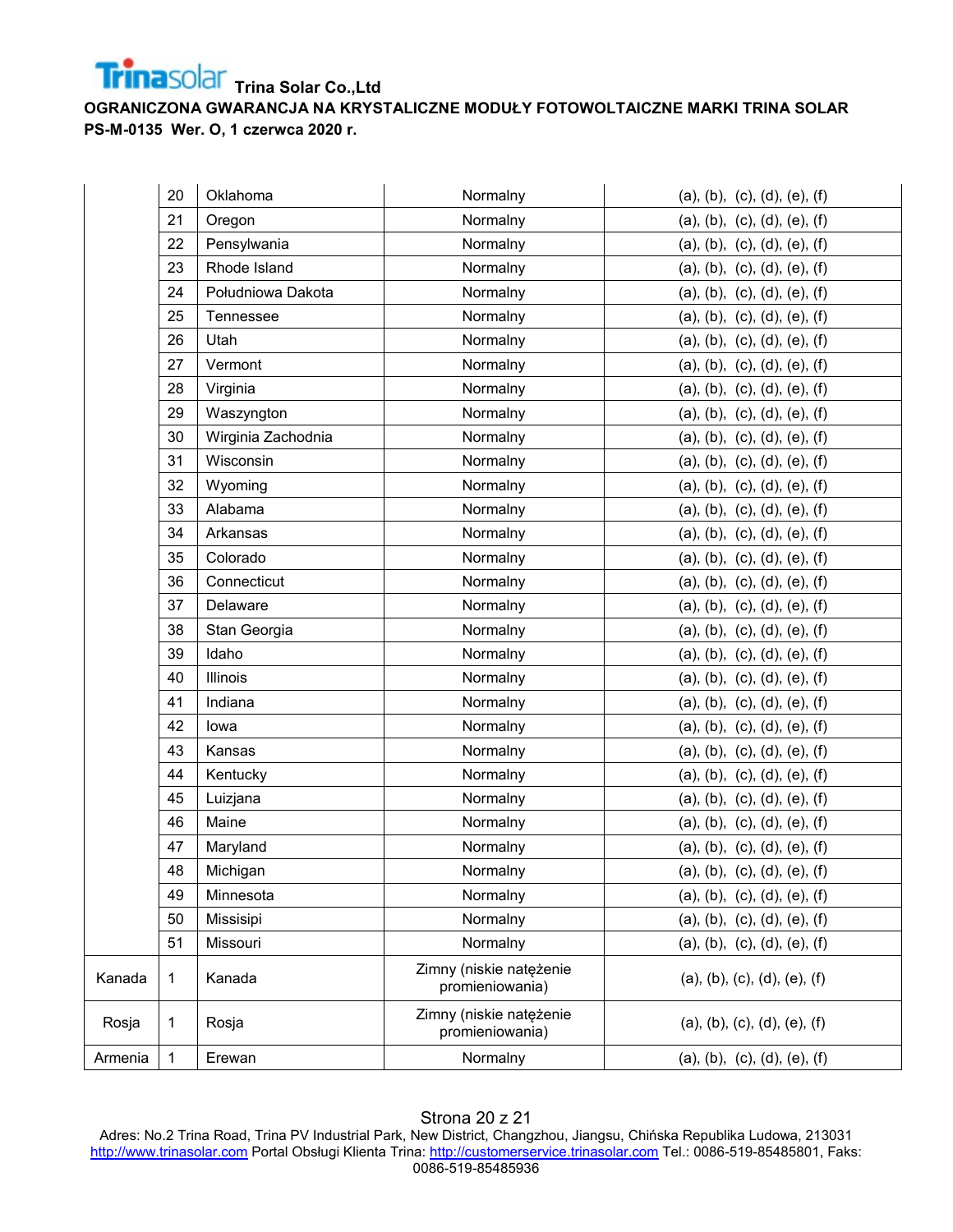| | | | | |
|---|---|---|---|---|
| | 20 | Oklahoma | Normalny | (a), (b), (c), (d), (e), (f) |
| | 21 | Oregon | Normalny | (a), (b), (c), (d), (e), (f) |
| | 22 | Pensylwania | Normalny | (a), (b), (c), (d), (e), (f) |
| | 23 | Rhode Island | Normalny | (a), (b), (c), (d), (e), (f) |
| | 24 | Południowa Dakota | Normalny | (a), (b), (c), (d), (e), (f) |
| | 25 | Tennessee | Normalny | (a), (b), (c), (d), (e), (f) |
| | 26 | Utah | Normalny | (a), (b), (c), (d), (e), (f) |
| | 27 | Vermont | Normalny | (a), (b), (c), (d), (e), (f) |
| | 28 | Virginia | Normalny | (a), (b), (c), (d), (e), (f) |
| | 29 | Waszyngton | Normalny | (a), (b), (c), (d), (e), (f) |
| | 30 | Wirginia Zachodnia | Normalny | (a), (b), (c), (d), (e), (f) |
| | 31 | Wisconsin | Normalny | (a), (b), (c), (d), (e), (f) |
| | 32 | Wyoming | Normalny | (a), (b), (c), (d), (e), (f) |
| | 33 | Alabama | Normalny | (a), (b), (c), (d), (e), (f) |
| | 34 | Arkansas | Normalny | (a), (b), (c), (d), (e), (f) |
| | 35 | Colorado | Normalny | (a), (b), (c), (d), (e), (f) |
| | 36 | Connecticut | Normalny | (a), (b), (c), (d), (e), (f) |
| | 37 | Delaware | Normalny | (a), (b), (c), (d), (e), (f) |
| | 38 | Stan Georgia | Normalny | (a), (b), (c), (d), (e), (f) |
| | 39 | Idaho | Normalny | (a), (b), (c), (d), (e), (f) |
| | 40 | Illinois | Normalny | (a), (b), (c), (d), (e), (f) |
| | 41 | Indiana | Normalny | (a), (b), (c), (d), (e), (f) |
| | 42 | Iowa | Normalny | (a), (b), (c), (d), (e), (f) |
| | 43 | Kansas | Normalny | (a), (b), (c), (d), (e), (f) |
| | 44 | Kentucky | Normalny | (a), (b), (c), (d), (e), (f) |
| | 45 | Luizjana | Normalny | (a), (b), (c), (d), (e), (f) |
| | 46 | Maine | Normalny | (a), (b), (c), (d), (e), (f) |
| | 47 | Maryland | Normalny | (a), (b), (c), (d), (e), (f) |
| | 48 | Michigan | Normalny | (a), (b), (c), (d), (e), (f) |
| | 49 | Minnesota | Normalny | (a), (b), (c), (d), (e), (f) |
| | 50 | Missisipi | Normalny | (a), (b), (c), (d), (e), (f) |
| | 51 | Missouri | Normalny | (a), (b), (c), (d), (e), (f) |
| Kanada | 1 | Kanada | Zimny (niskie natężenie promieniowania) | (a), (b), (c), (d), (e), (f) |
| Rosja | 1 | Rosja | Zimny (niskie natężenie promieniowania) | (a), (b), (c), (d), (e), (f) |
| Armenia | 1 | Erewan | Normalny | (a), (b), (c), (d), (e), (f) |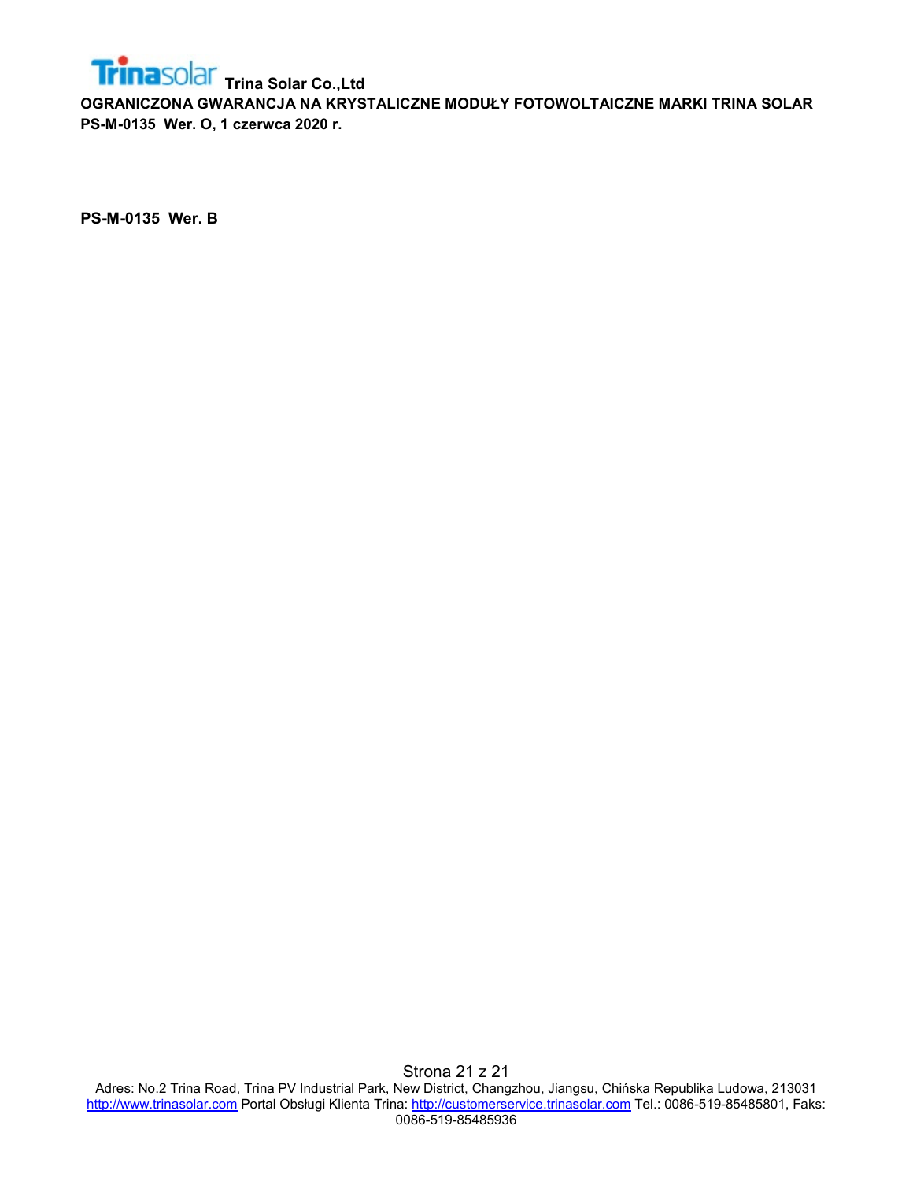PS-M-0135 Wer. B